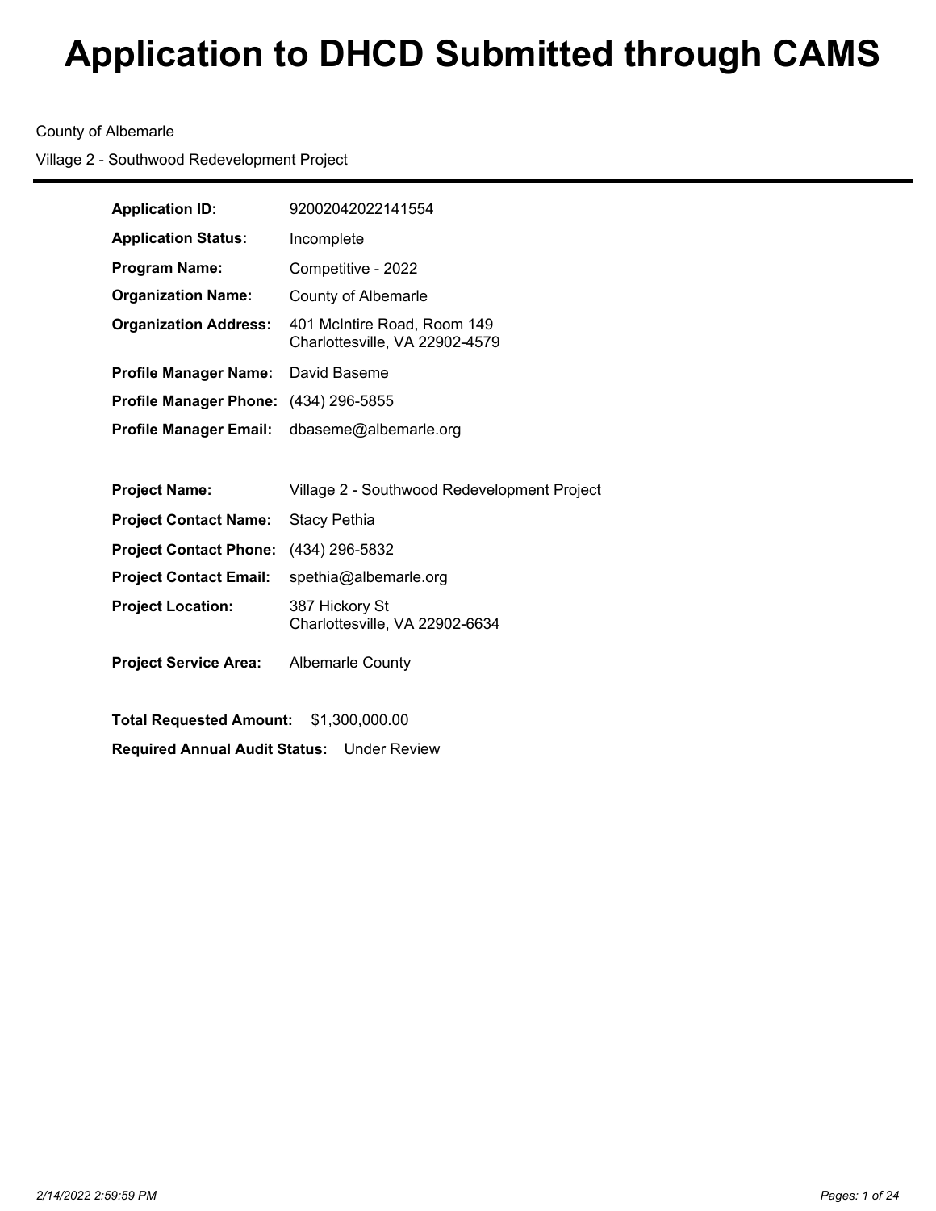# Application to DHCD Submitted through CAMS

County of Albemarle

Village 2 - Southwood Redevelopment Project

---

| | |
|---|---|
| **Application ID:** | 92002042022141554 |
| **Application Status:** | Incomplete |
| **Program Name:** | Competitive - 2022 |
| **Organization Name:** | County of Albemarle |
| **Organization Address:** | 401 McIntire Road, Room 149<br>Charlottesville, VA 22902-4579 |
| **Profile Manager Name:** | David Baseme |
| **Profile Manager Phone:** | (434) 296-5855 |
| **Profile Manager Email:** | dbaseme@albemarle.org |

| | |
|---|---|
| **Project Name:** | Village 2 - Southwood Redevelopment Project |
| **Project Contact Name:** | Stacy Pethia |
| **Project Contact Phone:** | (434) 296-5832 |
| **Project Contact Email:** | spethia@albemarle.org |
| **Project Location:** | 387 Hickory St<br>Charlottesville, VA 22902-6634 |
| **Project Service Area:** | Albemarle County |

**Total Requested Amount:** $1,300,000.00

**Required Annual Audit Status:** Under Review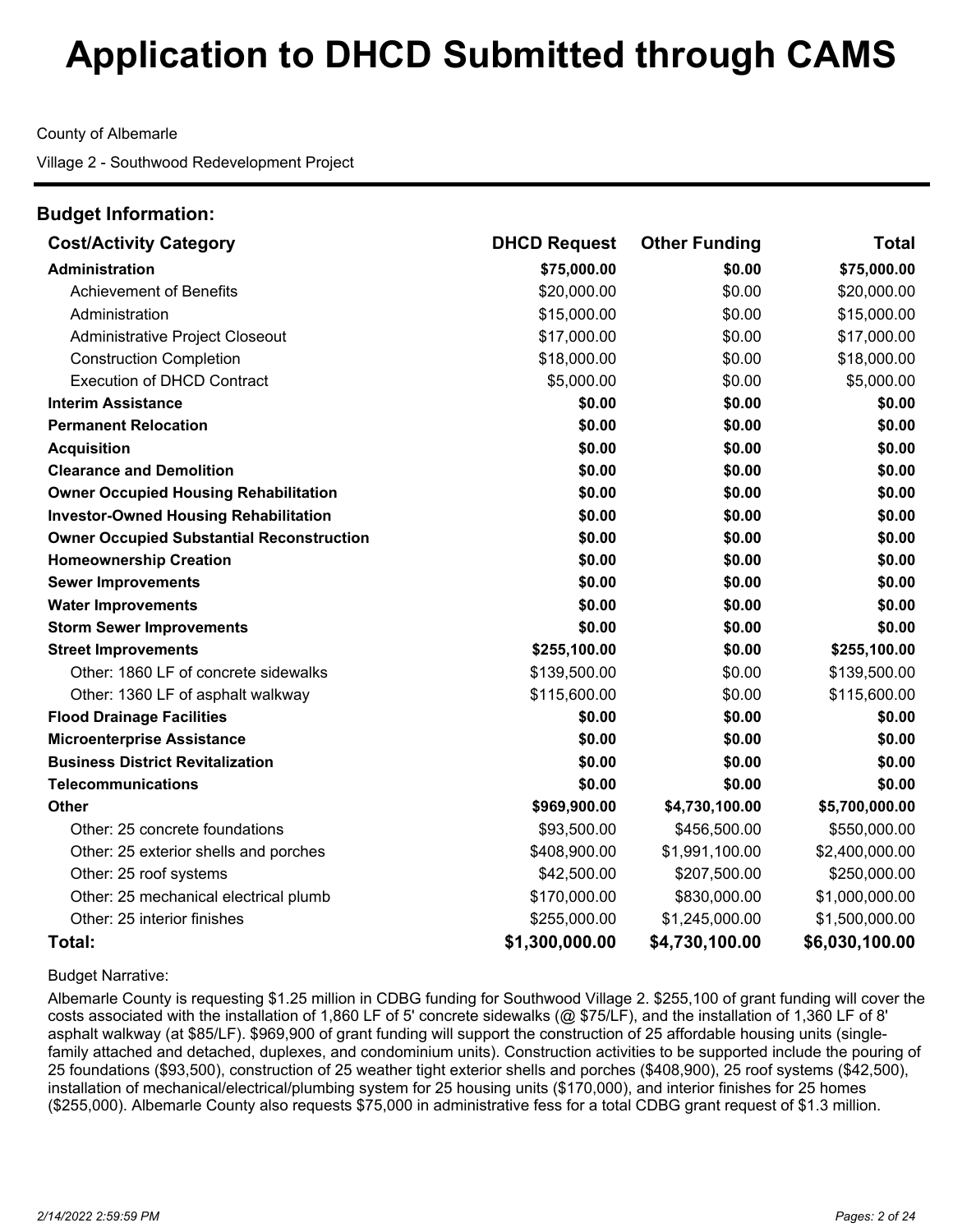# Application to DHCD Submitted through CAMS

County of Albemarle

Village 2 - Southwood Redevelopment Project

### Budget Information:

| Cost/Activity Category | DHCD Request | Other Funding | Total |
|---|---|---|---|
| **Administration** | **$75,000.00** | **$0.00** | **$75,000.00** |
| Achievement of Benefits | $20,000.00 | $0.00 | $20,000.00 |
| Administration | $15,000.00 | $0.00 | $15,000.00 |
| Administrative Project Closeout | $17,000.00 | $0.00 | $17,000.00 |
| Construction Completion | $18,000.00 | $0.00 | $18,000.00 |
| Execution of DHCD Contract | $5,000.00 | $0.00 | $5,000.00 |
| **Interim Assistance** | **$0.00** | **$0.00** | **$0.00** |
| **Permanent Relocation** | **$0.00** | **$0.00** | **$0.00** |
| **Acquisition** | **$0.00** | **$0.00** | **$0.00** |
| **Clearance and Demolition** | **$0.00** | **$0.00** | **$0.00** |
| **Owner Occupied Housing Rehabilitation** | **$0.00** | **$0.00** | **$0.00** |
| **Investor-Owned Housing Rehabilitation** | **$0.00** | **$0.00** | **$0.00** |
| **Owner Occupied Substantial Reconstruction** | **$0.00** | **$0.00** | **$0.00** |
| **Homeownership Creation** | **$0.00** | **$0.00** | **$0.00** |
| **Sewer Improvements** | **$0.00** | **$0.00** | **$0.00** |
| **Water Improvements** | **$0.00** | **$0.00** | **$0.00** |
| **Storm Sewer Improvements** | **$0.00** | **$0.00** | **$0.00** |
| **Street Improvements** | **$255,100.00** | **$0.00** | **$255,100.00** |
| Other: 1860 LF of concrete sidewalks | $139,500.00 | $0.00 | $139,500.00 |
| Other: 1360 LF of asphalt walkway | $115,600.00 | $0.00 | $115,600.00 |
| **Flood Drainage Facilities** | **$0.00** | **$0.00** | **$0.00** |
| **Microenterprise Assistance** | **$0.00** | **$0.00** | **$0.00** |
| **Business District Revitalization** | **$0.00** | **$0.00** | **$0.00** |
| **Telecommunications** | **$0.00** | **$0.00** | **$0.00** |
| **Other** | **$969,900.00** | **$4,730,100.00** | **$5,700,000.00** |
| Other: 25 concrete foundations | $93,500.00 | $456,500.00 | $550,000.00 |
| Other: 25 exterior shells and porches | $408,900.00 | $1,991,100.00 | $2,400,000.00 |
| Other: 25 roof systems | $42,500.00 | $207,500.00 | $250,000.00 |
| Other: 25 mechanical electrical plumb | $170,000.00 | $830,000.00 | $1,000,000.00 |
| Other: 25 interior finishes | $255,000.00 | $1,245,000.00 | $1,500,000.00 |
| **Total:** | **$1,300,000.00** | **$4,730,100.00** | **$6,030,100.00** |

Budget Narrative:

Albemarle County is requesting $1.25 million in CDBG funding for Southwood Village 2. $255,100 of grant funding will cover the costs associated with the installation of 1,860 LF of 5' concrete sidewalks (@ $75/LF), and the installation of 1,360 LF of 8' asphalt walkway (at $85/LF). $969,900 of grant funding will support the construction of 25 affordable housing units (single-family attached and detached, duplexes, and condominium units). Construction activities to be supported include the pouring of 25 foundations ($93,500), construction of 25 weather tight exterior shells and porches ($408,900), 25 roof systems ($42,500), installation of mechanical/electrical/plumbing system for 25 housing units ($170,000), and interior finishes for 25 homes ($255,000). Albemarle County also requests $75,000 in administrative fess for a total CDBG grant request of $1.3 million.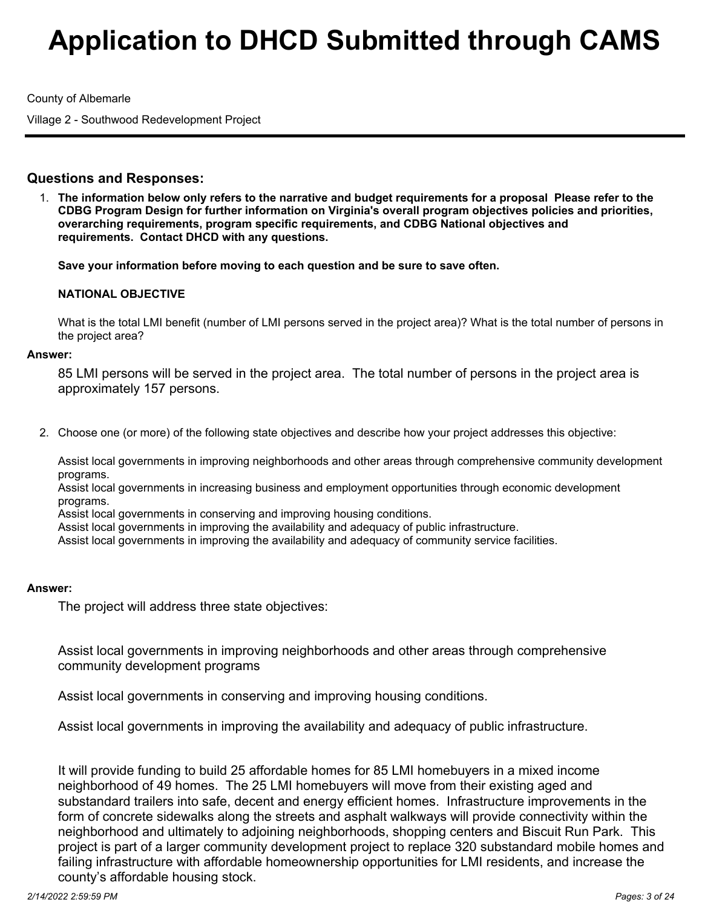# Application to DHCD Submitted through CAMS

County of Albemarle

Village 2 - Southwood Redevelopment Project

## Questions and Responses:

1. **The information below only refers to the narrative and budget requirements for a proposal Please refer to the CDBG Program Design for further information on Virginia's overall program objectives policies and priorities, overarching requirements, program specific requirements, and CDBG National objectives and requirements. Contact DHCD with any questions.**

   **Save your information before moving to each question and be sure to save often.**

   **NATIONAL OBJECTIVE**

   What is the total LMI benefit (number of LMI persons served in the project area)? What is the total number of persons in the project area?

**Answer:**

85 LMI persons will be served in the project area. The total number of persons in the project area is approximately 157 persons.

2. Choose one (or more) of the following state objectives and describe how your project addresses this objective:

   Assist local governments in improving neighborhoods and other areas through comprehensive community development programs.
   Assist local governments in increasing business and employment opportunities through economic development programs.
   Assist local governments in conserving and improving housing conditions.
   Assist local governments in improving the availability and adequacy of public infrastructure.
   Assist local governments in improving the availability and adequacy of community service facilities.

**Answer:**

The project will address three state objectives:

Assist local governments in improving neighborhoods and other areas through comprehensive community development programs

Assist local governments in conserving and improving housing conditions.

Assist local governments in improving the availability and adequacy of public infrastructure.

It will provide funding to build 25 affordable homes for 85 LMI homebuyers in a mixed income neighborhood of 49 homes. The 25 LMI homebuyers will move from their existing aged and substandard trailers into safe, decent and energy efficient homes. Infrastructure improvements in the form of concrete sidewalks along the streets and asphalt walkways will provide connectivity within the neighborhood and ultimately to adjoining neighborhoods, shopping centers and Biscuit Run Park. This project is part of a larger community development project to replace 320 substandard mobile homes and failing infrastructure with affordable homeownership opportunities for LMI residents, and increase the county's affordable housing stock.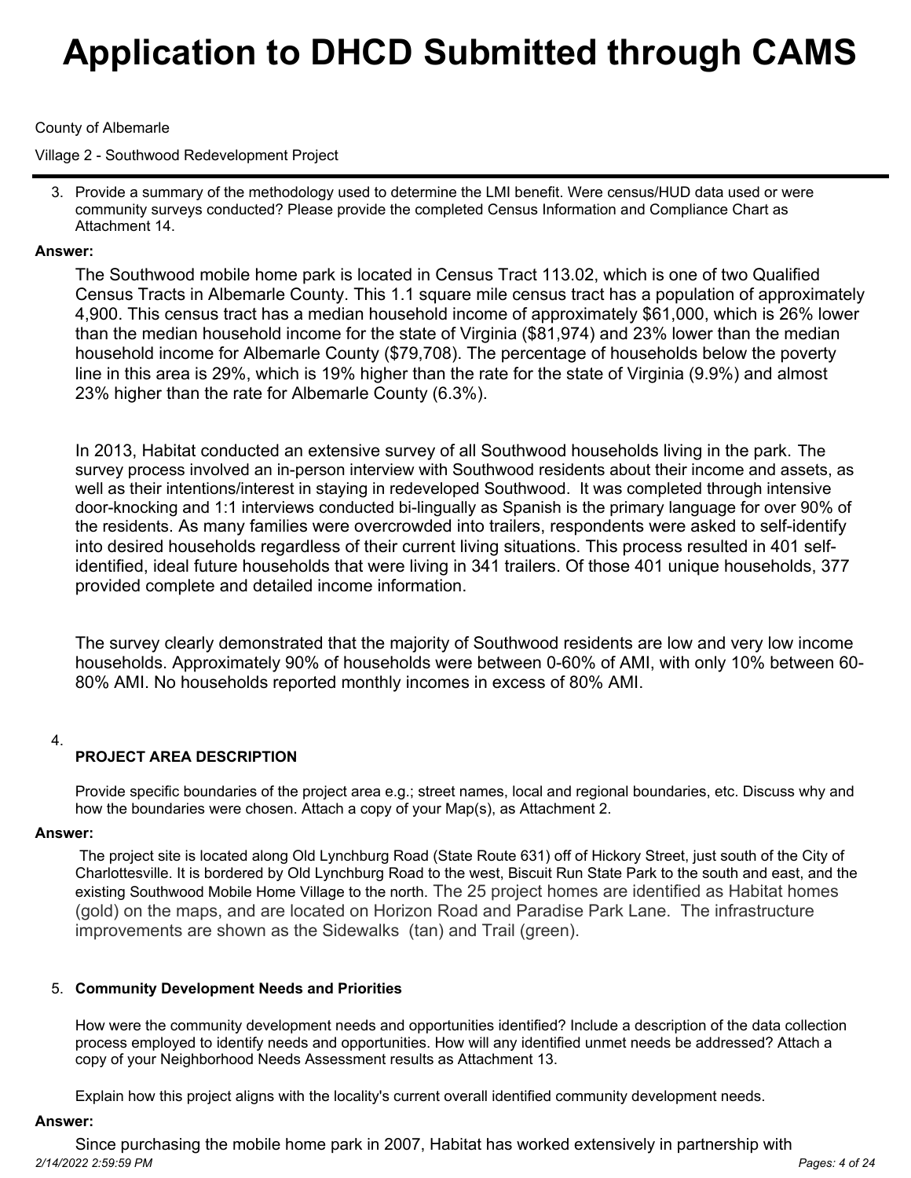3. Provide a summary of the methodology used to determine the LMI benefit. Were census/HUD data used or were community surveys conducted? Please provide the completed Census Information and Compliance Chart as Attachment 14.

**Answer:**

The Southwood mobile home park is located in Census Tract 113.02, which is one of two Qualified Census Tracts in Albemarle County. This 1.1 square mile census tract has a population of approximately 4,900. This census tract has a median household income of approximately $61,000, which is 26% lower than the median household income for the state of Virginia ($81,974) and 23% lower than the median household income for Albemarle County ($79,708). The percentage of households below the poverty line in this area is 29%, which is 19% higher than the rate for the state of Virginia (9.9%) and almost 23% higher than the rate for Albemarle County (6.3%).

In 2013, Habitat conducted an extensive survey of all Southwood households living in the park. The survey process involved an in-person interview with Southwood residents about their income and assets, as well as their intentions/interest in staying in redeveloped Southwood. It was completed through intensive door-knocking and 1:1 interviews conducted bi-lingually as Spanish is the primary language for over 90% of the residents. As many families were overcrowded into trailers, respondents were asked to self-identify into desired households regardless of their current living situations. This process resulted in 401 self-identified, ideal future households that were living in 341 trailers. Of those 401 unique households, 377 provided complete and detailed income information.

The survey clearly demonstrated that the majority of Southwood residents are low and very low income households. Approximately 90% of households were between 0-60% of AMI, with only 10% between 60-80% AMI. No households reported monthly incomes in excess of 80% AMI.

4. **PROJECT AREA DESCRIPTION**

Provide specific boundaries of the project area e.g.; street names, local and regional boundaries, etc. Discuss why and how the boundaries were chosen. Attach a copy of your Map(s), as Attachment 2.

**Answer:**

The project site is located along Old Lynchburg Road (State Route 631) off of Hickory Street, just south of the City of Charlottesville. It is bordered by Old Lynchburg Road to the west, Biscuit Run State Park to the south and east, and the existing Southwood Mobile Home Village to the north. The 25 project homes are identified as Habitat homes (gold) on the maps, and are located on Horizon Road and Paradise Park Lane. The infrastructure improvements are shown as the Sidewalks (tan) and Trail (green).

5. **Community Development Needs and Priorities**

How were the community development needs and opportunities identified? Include a description of the data collection process employed to identify needs and opportunities. How will any identified unmet needs be addressed? Attach a copy of your Neighborhood Needs Assessment results as Attachment 13.

Explain how this project aligns with the locality's current overall identified community development needs.

**Answer:**

Since purchasing the mobile home park in 2007, Habitat has worked extensively in partnership with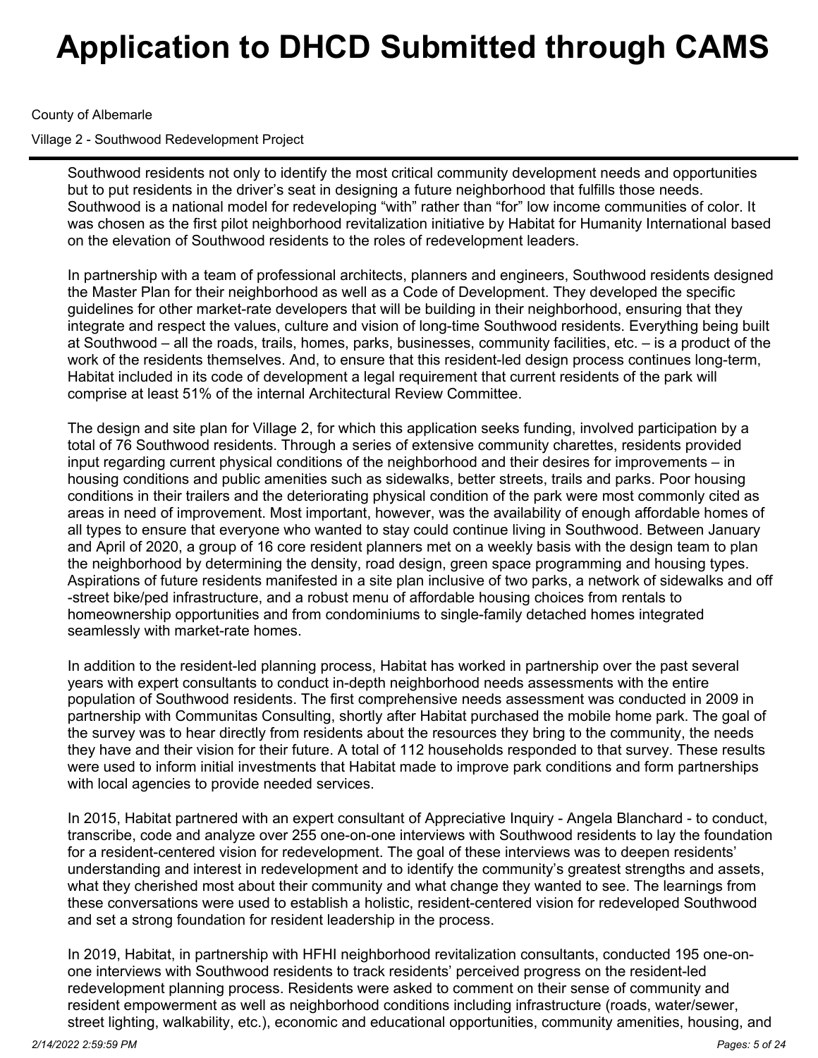Southwood residents not only to identify the most critical community development needs and opportunities but to put residents in the driver's seat in designing a future neighborhood that fulfills those needs. Southwood is a national model for redeveloping "with" rather than "for" low income communities of color. It was chosen as the first pilot neighborhood revitalization initiative by Habitat for Humanity International based on the elevation of Southwood residents to the roles of redevelopment leaders.

In partnership with a team of professional architects, planners and engineers, Southwood residents designed the Master Plan for their neighborhood as well as a Code of Development. They developed the specific guidelines for other market-rate developers that will be building in their neighborhood, ensuring that they integrate and respect the values, culture and vision of long-time Southwood residents. Everything being built at Southwood – all the roads, trails, homes, parks, businesses, community facilities, etc. – is a product of the work of the residents themselves. And, to ensure that this resident-led design process continues long-term, Habitat included in its code of development a legal requirement that current residents of the park will comprise at least 51% of the internal Architectural Review Committee.

The design and site plan for Village 2, for which this application seeks funding, involved participation by a total of 76 Southwood residents. Through a series of extensive community charettes, residents provided input regarding current physical conditions of the neighborhood and their desires for improvements – in housing conditions and public amenities such as sidewalks, better streets, trails and parks. Poor housing conditions in their trailers and the deteriorating physical condition of the park were most commonly cited as areas in need of improvement. Most important, however, was the availability of enough affordable homes of all types to ensure that everyone who wanted to stay could continue living in Southwood. Between January and April of 2020, a group of 16 core resident planners met on a weekly basis with the design team to plan the neighborhood by determining the density, road design, green space programming and housing types. Aspirations of future residents manifested in a site plan inclusive of two parks, a network of sidewalks and off-street bike/ped infrastructure, and a robust menu of affordable housing choices from rentals to homeownership opportunities and from condominiums to single-family detached homes integrated seamlessly with market-rate homes.

In addition to the resident-led planning process, Habitat has worked in partnership over the past several years with expert consultants to conduct in-depth neighborhood needs assessments with the entire population of Southwood residents. The first comprehensive needs assessment was conducted in 2009 in partnership with Communitas Consulting, shortly after Habitat purchased the mobile home park. The goal of the survey was to hear directly from residents about the resources they bring to the community, the needs they have and their vision for their future. A total of 112 households responded to that survey. These results were used to inform initial investments that Habitat made to improve park conditions and form partnerships with local agencies to provide needed services.

In 2015, Habitat partnered with an expert consultant of Appreciative Inquiry - Angela Blanchard - to conduct, transcribe, code and analyze over 255 one-on-one interviews with Southwood residents to lay the foundation for a resident-centered vision for redevelopment. The goal of these interviews was to deepen residents' understanding and interest in redevelopment and to identify the community's greatest strengths and assets, what they cherished most about their community and what change they wanted to see. The learnings from these conversations were used to establish a holistic, resident-centered vision for redeveloped Southwood and set a strong foundation for resident leadership in the process.

In 2019, Habitat, in partnership with HFHI neighborhood revitalization consultants, conducted 195 one-on-one interviews with Southwood residents to track residents' perceived progress on the resident-led redevelopment planning process. Residents were asked to comment on their sense of community and resident empowerment as well as neighborhood conditions including infrastructure (roads, water/sewer, street lighting, walkability, etc.), economic and educational opportunities, community amenities, housing, and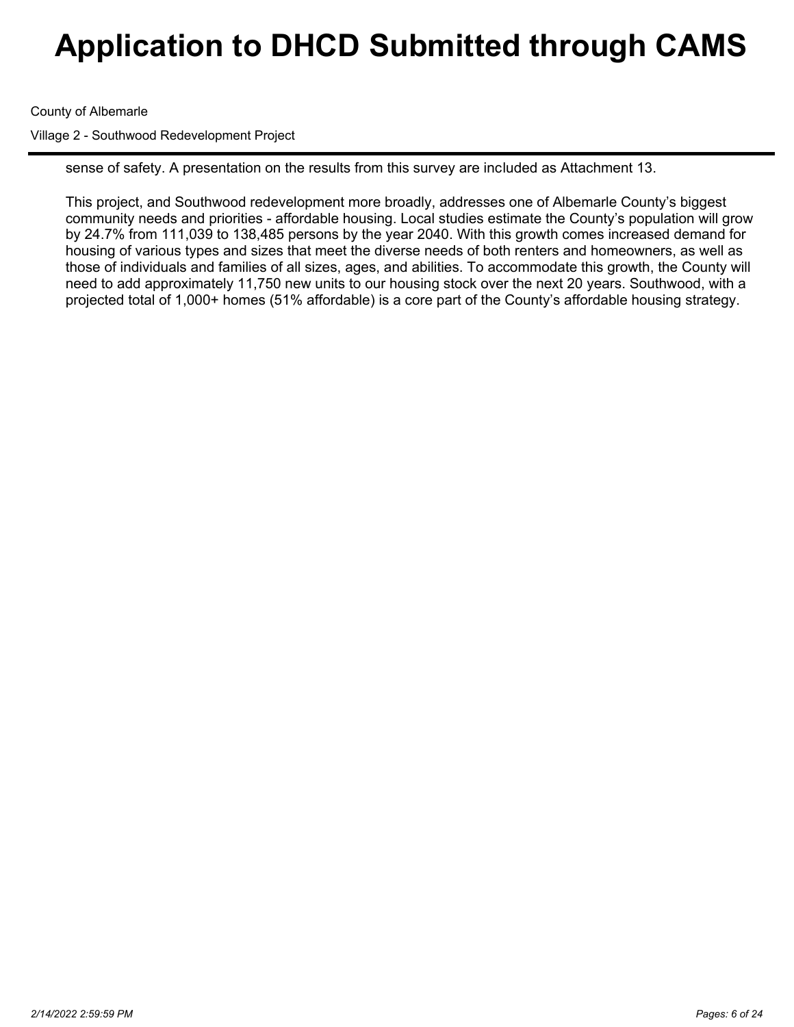sense of safety. A presentation on the results from this survey are included as Attachment 13.

This project, and Southwood redevelopment more broadly, addresses one of Albemarle County's biggest community needs and priorities - affordable housing. Local studies estimate the County's population will grow by 24.7% from 111,039 to 138,485 persons by the year 2040. With this growth comes increased demand for housing of various types and sizes that meet the diverse needs of both renters and homeowners, as well as those of individuals and families of all sizes, ages, and abilities. To accommodate this growth, the County will need to add approximately 11,750 new units to our housing stock over the next 20 years. Southwood, with a projected total of 1,000+ homes (51% affordable) is a core part of the County's affordable housing strategy.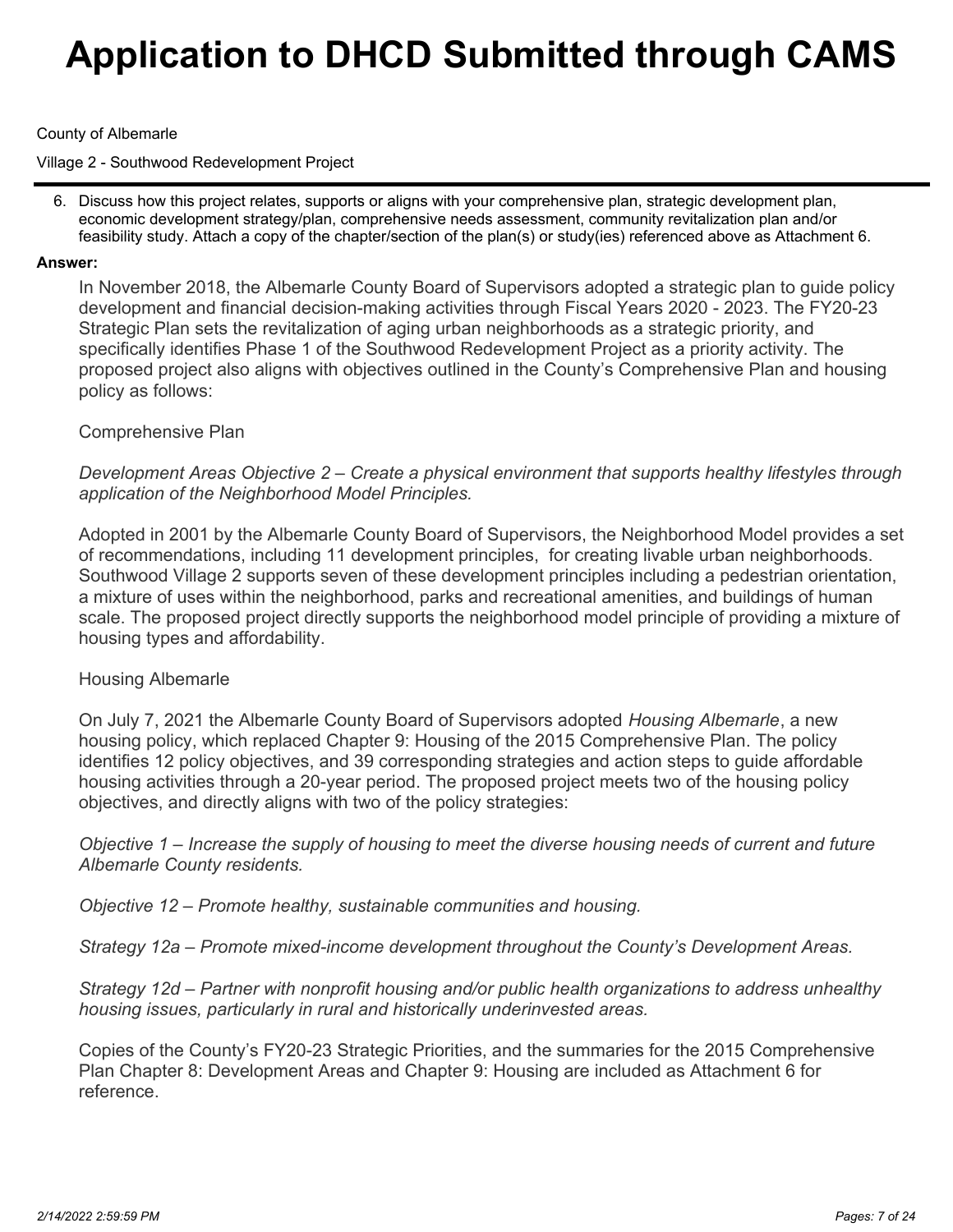# Application to DHCD Submitted through CAMS

County of Albemarle

Village 2 - Southwood Redevelopment Project

6. Discuss how this project relates, supports or aligns with your comprehensive plan, strategic development plan, economic development strategy/plan, comprehensive needs assessment, community revitalization plan and/or feasibility study. Attach a copy of the chapter/section of the plan(s) or study(ies) referenced above as Attachment 6.

**Answer:**

In November 2018, the Albemarle County Board of Supervisors adopted a strategic plan to guide policy development and financial decision-making activities through Fiscal Years 2020 - 2023. The FY20-23 Strategic Plan sets the revitalization of aging urban neighborhoods as a strategic priority, and specifically identifies Phase 1 of the Southwood Redevelopment Project as a priority activity. The proposed project also aligns with objectives outlined in the County's Comprehensive Plan and housing policy as follows:

Comprehensive Plan

*Development Areas Objective 2 – Create a physical environment that supports healthy lifestyles through application of the Neighborhood Model Principles.*

Adopted in 2001 by the Albemarle County Board of Supervisors, the Neighborhood Model provides a set of recommendations, including 11 development principles, for creating livable urban neighborhoods. Southwood Village 2 supports seven of these development principles including a pedestrian orientation, a mixture of uses within the neighborhood, parks and recreational amenities, and buildings of human scale. The proposed project directly supports the neighborhood model principle of providing a mixture of housing types and affordability.

Housing Albemarle

On July 7, 2021 the Albemarle County Board of Supervisors adopted *Housing Albemarle*, a new housing policy, which replaced Chapter 9: Housing of the 2015 Comprehensive Plan. The policy identifies 12 policy objectives, and 39 corresponding strategies and action steps to guide affordable housing activities through a 20-year period. The proposed project meets two of the housing policy objectives, and directly aligns with two of the policy strategies:

*Objective 1 – Increase the supply of housing to meet the diverse housing needs of current and future Albemarle County residents.*

*Objective 12 – Promote healthy, sustainable communities and housing.*

*Strategy 12a – Promote mixed-income development throughout the County's Development Areas.*

*Strategy 12d – Partner with nonprofit housing and/or public health organizations to address unhealthy housing issues, particularly in rural and historically underinvested areas.*

Copies of the County's FY20-23 Strategic Priorities, and the summaries for the 2015 Comprehensive Plan Chapter 8: Development Areas and Chapter 9: Housing are included as Attachment 6 for reference.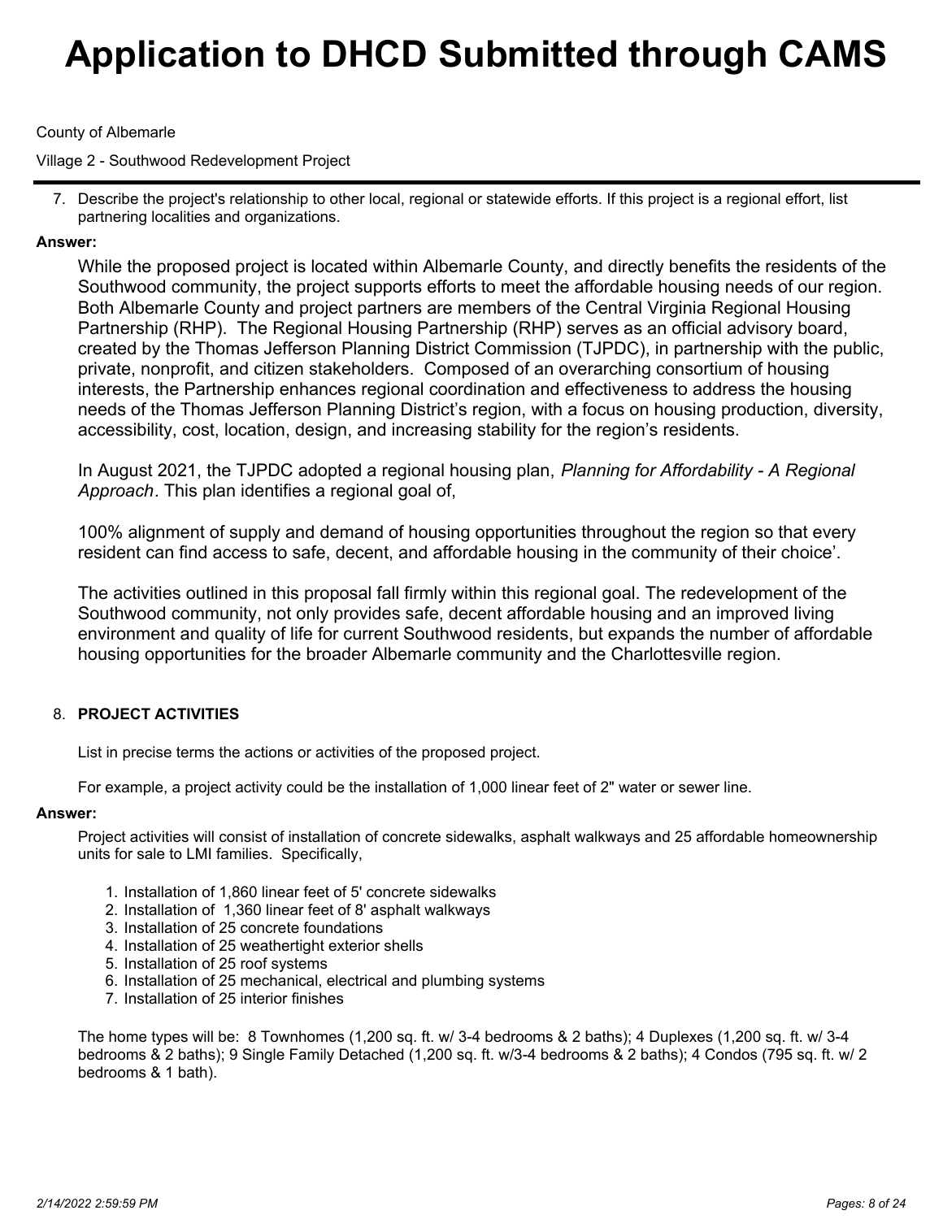# Application to DHCD Submitted through CAMS

County of Albemarle

Village 2 - Southwood Redevelopment Project

7. Describe the project's relationship to other local, regional or statewide efforts. If this project is a regional effort, list partnering localities and organizations.

**Answer:**

While the proposed project is located within Albemarle County, and directly benefits the residents of the Southwood community, the project supports efforts to meet the affordable housing needs of our region. Both Albemarle County and project partners are members of the Central Virginia Regional Housing Partnership (RHP). The Regional Housing Partnership (RHP) serves as an official advisory board, created by the Thomas Jefferson Planning District Commission (TJPDC), in partnership with the public, private, nonprofit, and citizen stakeholders. Composed of an overarching consortium of housing interests, the Partnership enhances regional coordination and effectiveness to address the housing needs of the Thomas Jefferson Planning District's region, with a focus on housing production, diversity, accessibility, cost, location, design, and increasing stability for the region's residents.

In August 2021, the TJPDC adopted a regional housing plan, *Planning for Affordability - A Regional Approach*. This plan identifies a regional goal of,

100% alignment of supply and demand of housing opportunities throughout the region so that every resident can find access to safe, decent, and affordable housing in the community of their choice'.

The activities outlined in this proposal fall firmly within this regional goal. The redevelopment of the Southwood community, not only provides safe, decent affordable housing and an improved living environment and quality of life for current Southwood residents, but expands the number of affordable housing opportunities for the broader Albemarle community and the Charlottesville region.

8. **PROJECT ACTIVITIES**

List in precise terms the actions or activities of the proposed project.

For example, a project activity could be the installation of 1,000 linear feet of 2" water or sewer line.

**Answer:**

Project activities will consist of installation of concrete sidewalks, asphalt walkways and 25 affordable homeownership units for sale to LMI families. Specifically,

1. Installation of 1,860 linear feet of 5' concrete sidewalks
2. Installation of 1,360 linear feet of 8' asphalt walkways
3. Installation of 25 concrete foundations
4. Installation of 25 weathertight exterior shells
5. Installation of 25 roof systems
6. Installation of 25 mechanical, electrical and plumbing systems
7. Installation of 25 interior finishes

The home types will be: 8 Townhomes (1,200 sq. ft. w/ 3-4 bedrooms & 2 baths); 4 Duplexes (1,200 sq. ft. w/ 3-4 bedrooms & 2 baths); 9 Single Family Detached (1,200 sq. ft. w/3-4 bedrooms & 2 baths); 4 Condos (795 sq. ft. w/ 2 bedrooms & 1 bath).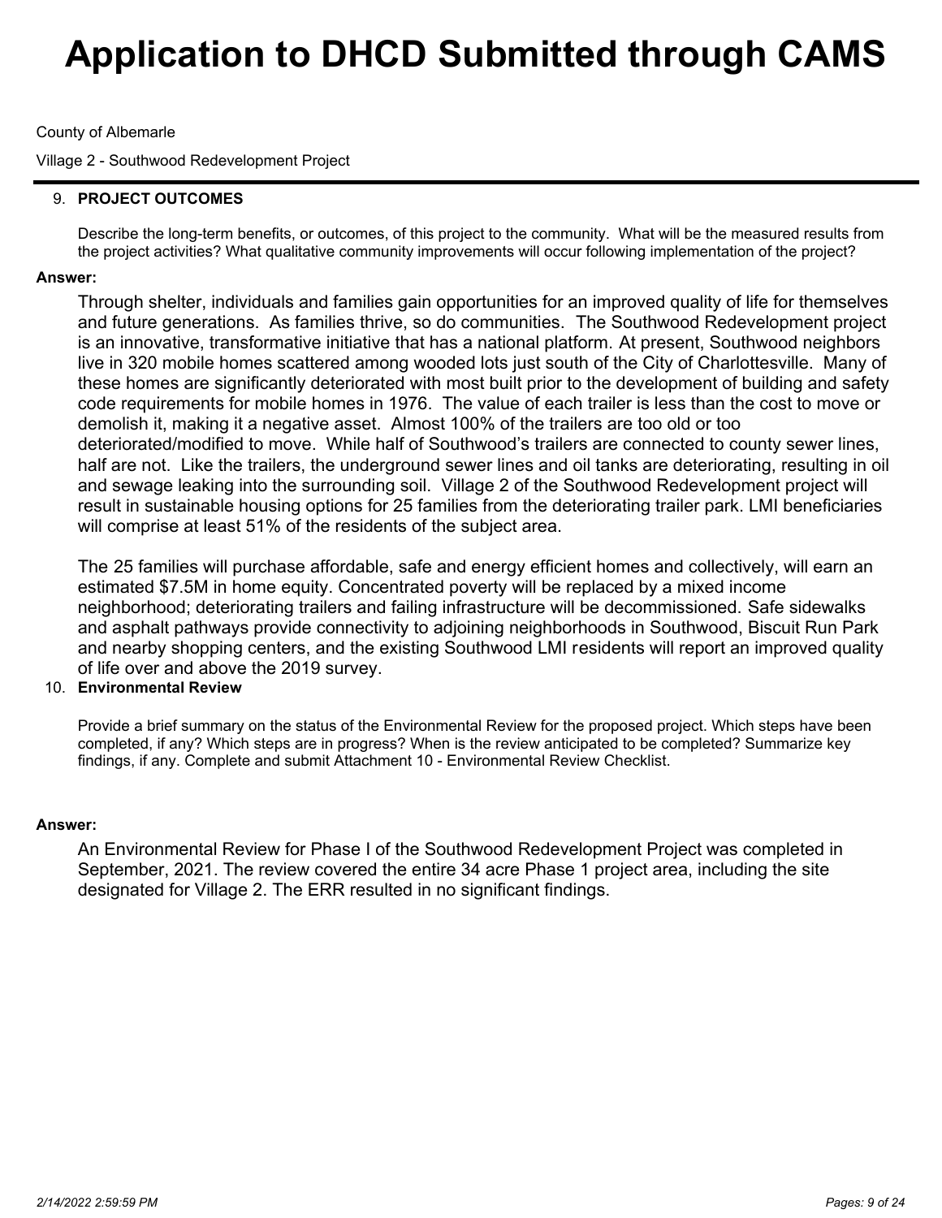# Application to DHCD Submitted through CAMS

County of Albemarle

Village 2 - Southwood Redevelopment Project

9. **PROJECT OUTCOMES**

   Describe the long-term benefits, or outcomes, of this project to the community. What will be the measured results from the project activities? What qualitative community improvements will occur following implementation of the project?

**Answer:**

Through shelter, individuals and families gain opportunities for an improved quality of life for themselves and future generations. As families thrive, so do communities. The Southwood Redevelopment project is an innovative, transformative initiative that has a national platform. At present, Southwood neighbors live in 320 mobile homes scattered among wooded lots just south of the City of Charlottesville. Many of these homes are significantly deteriorated with most built prior to the development of building and safety code requirements for mobile homes in 1976. The value of each trailer is less than the cost to move or demolish it, making it a negative asset. Almost 100% of the trailers are too old or too deteriorated/modified to move. While half of Southwood's trailers are connected to county sewer lines, half are not. Like the trailers, the underground sewer lines and oil tanks are deteriorating, resulting in oil and sewage leaking into the surrounding soil. Village 2 of the Southwood Redevelopment project will result in sustainable housing options for 25 families from the deteriorating trailer park. LMI beneficiaries will comprise at least 51% of the residents of the subject area.

The 25 families will purchase affordable, safe and energy efficient homes and collectively, will earn an estimated $7.5M in home equity. Concentrated poverty will be replaced by a mixed income neighborhood; deteriorating trailers and failing infrastructure will be decommissioned. Safe sidewalks and asphalt pathways provide connectivity to adjoining neighborhoods in Southwood, Biscuit Run Park and nearby shopping centers, and the existing Southwood LMI residents will report an improved quality of life over and above the 2019 survey.

10. **Environmental Review**

    Provide a brief summary on the status of the Environmental Review for the proposed project. Which steps have been completed, if any? Which steps are in progress? When is the review anticipated to be completed? Summarize key findings, if any. Complete and submit Attachment 10 - Environmental Review Checklist.

**Answer:**

An Environmental Review for Phase I of the Southwood Redevelopment Project was completed in September, 2021. The review covered the entire 34 acre Phase 1 project area, including the site designated for Village 2. The ERR resulted in no significant findings.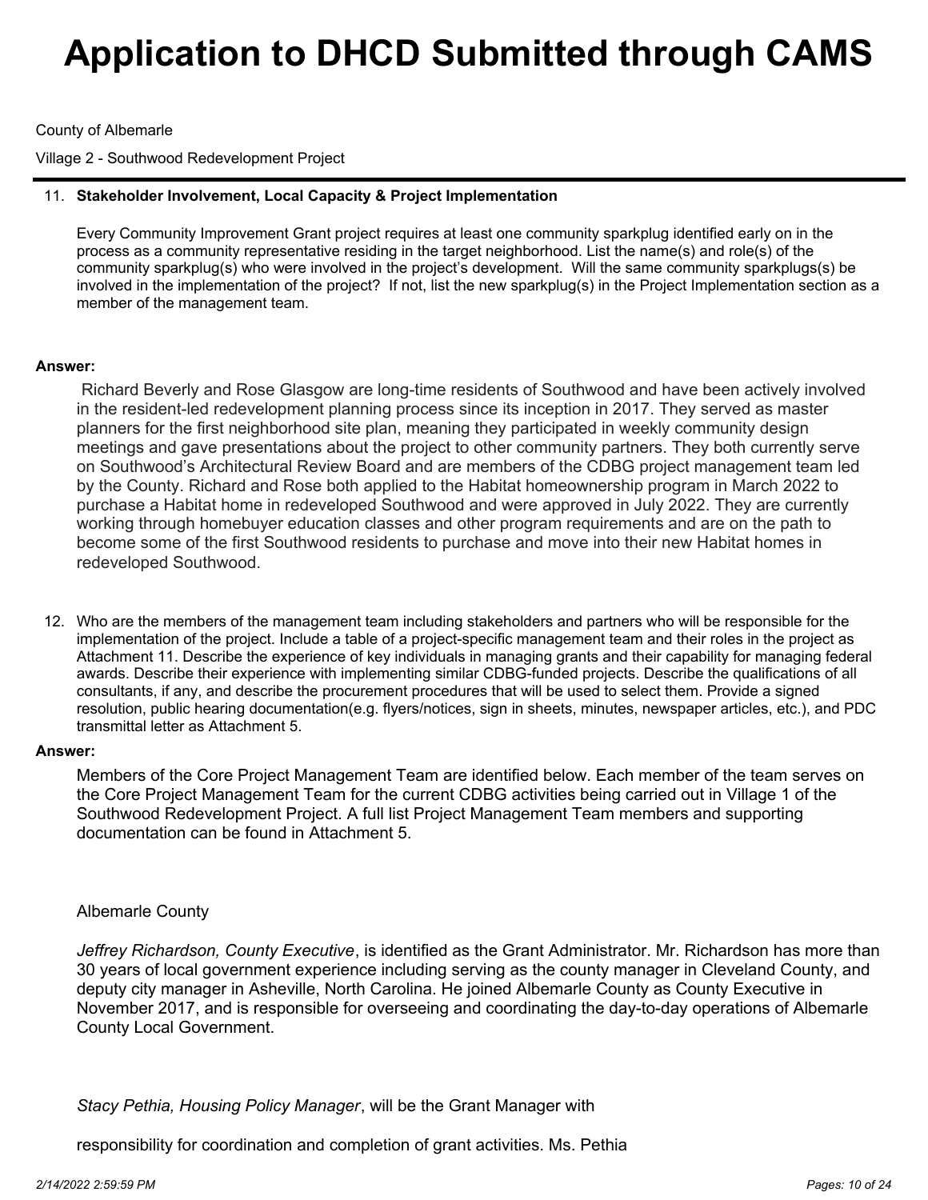# Application to DHCD Submitted through CAMS

County of Albemarle

Village 2 - Southwood Redevelopment Project

11. **Stakeholder Involvement, Local Capacity & Project Implementation**

    Every Community Improvement Grant project requires at least one community sparkplug identified early on in the process as a community representative residing in the target neighborhood. List the name(s) and role(s) of the community sparkplug(s) who were involved in the project's development. Will the same community sparkplugs(s) be involved in the implementation of the project? If not, list the new sparkplug(s) in the Project Implementation section as a member of the management team.

**Answer:**

Richard Beverly and Rose Glasgow are long-time residents of Southwood and have been actively involved in the resident-led redevelopment planning process since its inception in 2017. They served as master planners for the first neighborhood site plan, meaning they participated in weekly community design meetings and gave presentations about the project to other community partners. They both currently serve on Southwood's Architectural Review Board and are members of the CDBG project management team led by the County. Richard and Rose both applied to the Habitat homeownership program in March 2022 to purchase a Habitat home in redeveloped Southwood and were approved in July 2022. They are currently working through homebuyer education classes and other program requirements and are on the path to become some of the first Southwood residents to purchase and move into their new Habitat homes in redeveloped Southwood.

12. Who are the members of the management team including stakeholders and partners who will be responsible for the implementation of the project. Include a table of a project-specific management team and their roles in the project as Attachment 11. Describe the experience of key individuals in managing grants and their capability for managing federal awards. Describe their experience with implementing similar CDBG-funded projects. Describe the qualifications of all consultants, if any, and describe the procurement procedures that will be used to select them. Provide a signed resolution, public hearing documentation(e.g. flyers/notices, sign in sheets, minutes, newspaper articles, etc.), and PDC transmittal letter as Attachment 5.

**Answer:**

Members of the Core Project Management Team are identified below. Each member of the team serves on the Core Project Management Team for the current CDBG activities being carried out in Village 1 of the Southwood Redevelopment Project. A full list Project Management Team members and supporting documentation can be found in Attachment 5.

Albemarle County

*Jeffrey Richardson, County Executive*, is identified as the Grant Administrator. Mr. Richardson has more than 30 years of local government experience including serving as the county manager in Cleveland County, and deputy city manager in Asheville, North Carolina. He joined Albemarle County as County Executive in November 2017, and is responsible for overseeing and coordinating the day-to-day operations of Albemarle County Local Government.

*Stacy Pethia, Housing Policy Manager*, will be the Grant Manager with

responsibility for coordination and completion of grant activities. Ms. Pethia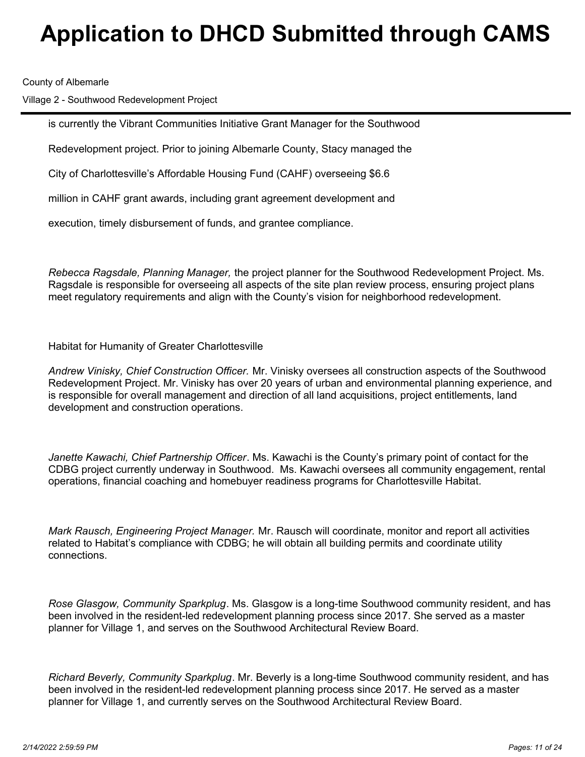is currently the Vibrant Communities Initiative Grant Manager for the Southwood Redevelopment project. Prior to joining Albemarle County, Stacy managed the City of Charlottesville's Affordable Housing Fund (CAHF) overseeing $6.6 million in CAHF grant awards, including grant agreement development and execution, timely disbursement of funds, and grantee compliance.

*Rebecca Ragsdale, Planning Manager,* the project planner for the Southwood Redevelopment Project. Ms. Ragsdale is responsible for overseeing all aspects of the site plan review process, ensuring project plans meet regulatory requirements and align with the County's vision for neighborhood redevelopment.

Habitat for Humanity of Greater Charlottesville

*Andrew Vinisky, Chief Construction Officer.* Mr. Vinisky oversees all construction aspects of the Southwood Redevelopment Project. Mr. Vinisky has over 20 years of urban and environmental planning experience, and is responsible for overall management and direction of all land acquisitions, project entitlements, land development and construction operations.

*Janette Kawachi, Chief Partnership Officer*. Ms. Kawachi is the County's primary point of contact for the CDBG project currently underway in Southwood. Ms. Kawachi oversees all community engagement, rental operations, financial coaching and homebuyer readiness programs for Charlottesville Habitat.

*Mark Rausch, Engineering Project Manager.* Mr. Rausch will coordinate, monitor and report all activities related to Habitat's compliance with CDBG; he will obtain all building permits and coordinate utility connections.

*Rose Glasgow, Community Sparkplug*. Ms. Glasgow is a long-time Southwood community resident, and has been involved in the resident-led redevelopment planning process since 2017. She served as a master planner for Village 1, and serves on the Southwood Architectural Review Board.

*Richard Beverly, Community Sparkplug*. Mr. Beverly is a long-time Southwood community resident, and has been involved in the resident-led redevelopment planning process since 2017. He served as a master planner for Village 1, and currently serves on the Southwood Architectural Review Board.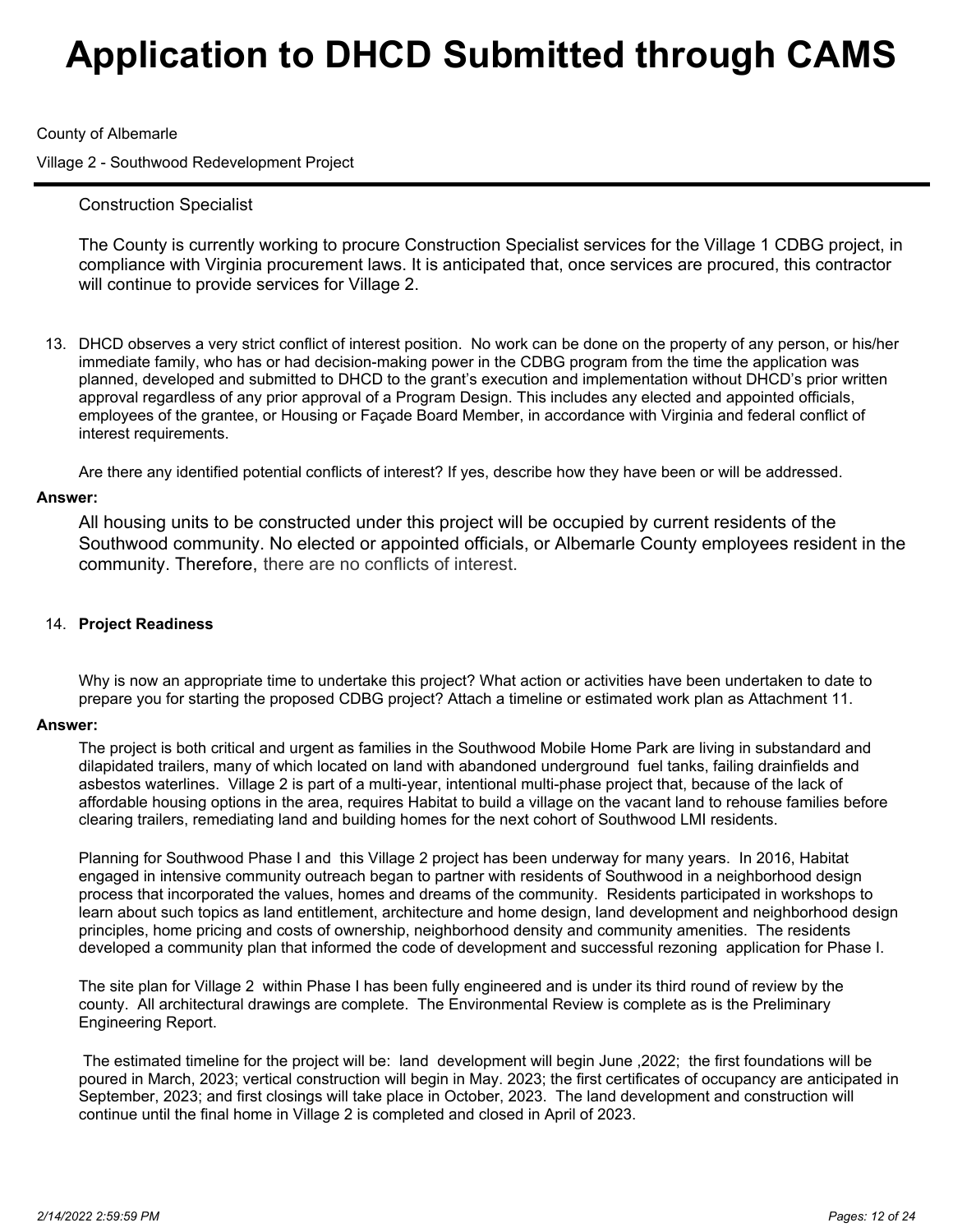Construction Specialist

The County is currently working to procure Construction Specialist services for the Village 1 CDBG project, in compliance with Virginia procurement laws. It is anticipated that, once services are procured, this contractor will continue to provide services for Village 2.

13. DHCD observes a very strict conflict of interest position. No work can be done on the property of any person, or his/her immediate family, who has or had decision-making power in the CDBG program from the time the application was planned, developed and submitted to DHCD to the grant's execution and implementation without DHCD's prior written approval regardless of any prior approval of a Program Design. This includes any elected and appointed officials, employees of the grantee, or Housing or Façade Board Member, in accordance with Virginia and federal conflict of interest requirements.

    Are there any identified potential conflicts of interest? If yes, describe how they have been or will be addressed.

**Answer:**

All housing units to be constructed under this project will be occupied by current residents of the Southwood community. No elected or appointed officials, or Albemarle County employees resident in the community. Therefore, there are no conflicts of interest.

14. **Project Readiness**

    Why is now an appropriate time to undertake this project? What action or activities have been undertaken to date to prepare you for starting the proposed CDBG project? Attach a timeline or estimated work plan as Attachment 11.

**Answer:**

The project is both critical and urgent as families in the Southwood Mobile Home Park are living in substandard and dilapidated trailers, many of which located on land with abandoned underground fuel tanks, failing drainfields and asbestos waterlines. Village 2 is part of a multi-year, intentional multi-phase project that, because of the lack of affordable housing options in the area, requires Habitat to build a village on the vacant land to rehouse families before clearing trailers, remediating land and building homes for the next cohort of Southwood LMI residents.

Planning for Southwood Phase I and this Village 2 project has been underway for many years. In 2016, Habitat engaged in intensive community outreach began to partner with residents of Southwood in a neighborhood design process that incorporated the values, homes and dreams of the community. Residents participated in workshops to learn about such topics as land entitlement, architecture and home design, land development and neighborhood design principles, home pricing and costs of ownership, neighborhood density and community amenities. The residents developed a community plan that informed the code of development and successful rezoning application for Phase I.

The site plan for Village 2 within Phase I has been fully engineered and is under its third round of review by the county. All architectural drawings are complete. The Environmental Review is complete as is the Preliminary Engineering Report.

The estimated timeline for the project will be: land development will begin June ,2022; the first foundations will be poured in March, 2023; vertical construction will begin in May. 2023; the first certificates of occupancy are anticipated in September, 2023; and first closings will take place in October, 2023. The land development and construction will continue until the final home in Village 2 is completed and closed in April of 2023.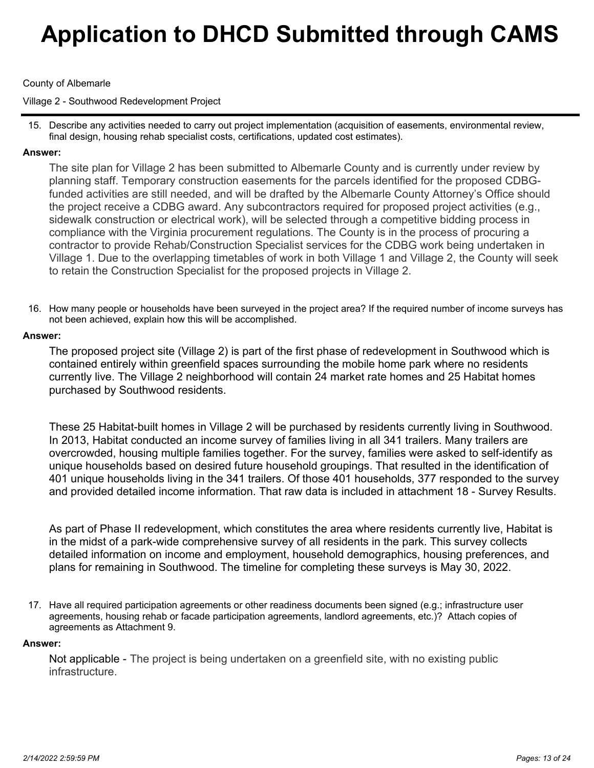# Application to DHCD Submitted through CAMS

County of Albemarle

Village 2 - Southwood Redevelopment Project

15. Describe any activities needed to carry out project implementation (acquisition of easements, environmental review, final design, housing rehab specialist costs, certifications, updated cost estimates).

**Answer:**

The site plan for Village 2 has been submitted to Albemarle County and is currently under review by planning staff. Temporary construction easements for the parcels identified for the proposed CDBG-funded activities are still needed, and will be drafted by the Albemarle County Attorney's Office should the project receive a CDBG award. Any subcontractors required for proposed project activities (e.g., sidewalk construction or electrical work), will be selected through a competitive bidding process in compliance with the Virginia procurement regulations. The County is in the process of procuring a contractor to provide Rehab/Construction Specialist services for the CDBG work being undertaken in Village 1. Due to the overlapping timetables of work in both Village 1 and Village 2, the County will seek to retain the Construction Specialist for the proposed projects in Village 2.

16. How many people or households have been surveyed in the project area? If the required number of income surveys has not been achieved, explain how this will be accomplished.

**Answer:**

The proposed project site (Village 2) is part of the first phase of redevelopment in Southwood which is contained entirely within greenfield spaces surrounding the mobile home park where no residents currently live. The Village 2 neighborhood will contain 24 market rate homes and 25 Habitat homes purchased by Southwood residents.

These 25 Habitat-built homes in Village 2 will be purchased by residents currently living in Southwood. In 2013, Habitat conducted an income survey of families living in all 341 trailers. Many trailers are overcrowded, housing multiple families together. For the survey, families were asked to self-identify as unique households based on desired future household groupings. That resulted in the identification of 401 unique households living in the 341 trailers. Of those 401 households, 377 responded to the survey and provided detailed income information. That raw data is included in attachment 18 - Survey Results.

As part of Phase II redevelopment, which constitutes the area where residents currently live, Habitat is in the midst of a park-wide comprehensive survey of all residents in the park. This survey collects detailed information on income and employment, household demographics, housing preferences, and plans for remaining in Southwood. The timeline for completing these surveys is May 30, 2022.

17. Have all required participation agreements or other readiness documents been signed (e.g.; infrastructure user agreements, housing rehab or facade participation agreements, landlord agreements, etc.)? Attach copies of agreements as Attachment 9.

**Answer:**

Not applicable - The project is being undertaken on a greenfield site, with no existing public infrastructure.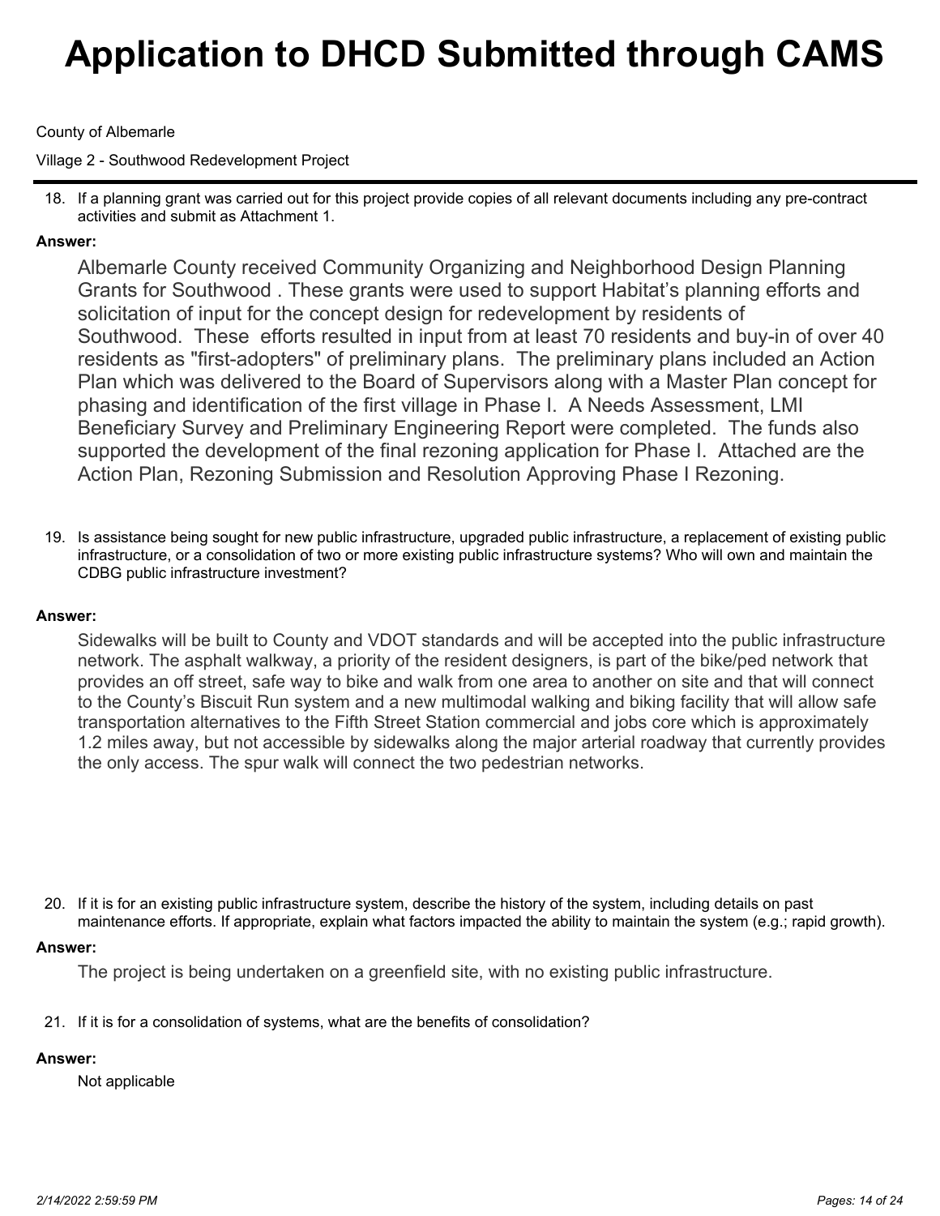County of Albemarle

Village 2 - Southwood Redevelopment Project

18. If a planning grant was carried out for this project provide copies of all relevant documents including any pre-contract activities and submit as Attachment 1.

**Answer:**

Albemarle County received Community Organizing and Neighborhood Design Planning Grants for Southwood . These grants were used to support Habitat's planning efforts and solicitation of input for the concept design for redevelopment by residents of Southwood. These efforts resulted in input from at least 70 residents and buy-in of over 40 residents as "first-adopters" of preliminary plans. The preliminary plans included an Action Plan which was delivered to the Board of Supervisors along with a Master Plan concept for phasing and identification of the first village in Phase I. A Needs Assessment, LMI Beneficiary Survey and Preliminary Engineering Report were completed. The funds also supported the development of the final rezoning application for Phase I. Attached are the Action Plan, Rezoning Submission and Resolution Approving Phase I Rezoning.

19. Is assistance being sought for new public infrastructure, upgraded public infrastructure, a replacement of existing public infrastructure, or a consolidation of two or more existing public infrastructure systems? Who will own and maintain the CDBG public infrastructure investment?

**Answer:**

Sidewalks will be built to County and VDOT standards and will be accepted into the public infrastructure network. The asphalt walkway, a priority of the resident designers, is part of the bike/ped network that provides an off street, safe way to bike and walk from one area to another on site and that will connect to the County's Biscuit Run system and a new multimodal walking and biking facility that will allow safe transportation alternatives to the Fifth Street Station commercial and jobs core which is approximately 1.2 miles away, but not accessible by sidewalks along the major arterial roadway that currently provides the only access. The spur walk will connect the two pedestrian networks.

20. If it is for an existing public infrastructure system, describe the history of the system, including details on past maintenance efforts. If appropriate, explain what factors impacted the ability to maintain the system (e.g.; rapid growth).

**Answer:**

The project is being undertaken on a greenfield site, with no existing public infrastructure.

21. If it is for a consolidation of systems, what are the benefits of consolidation?

**Answer:**

Not applicable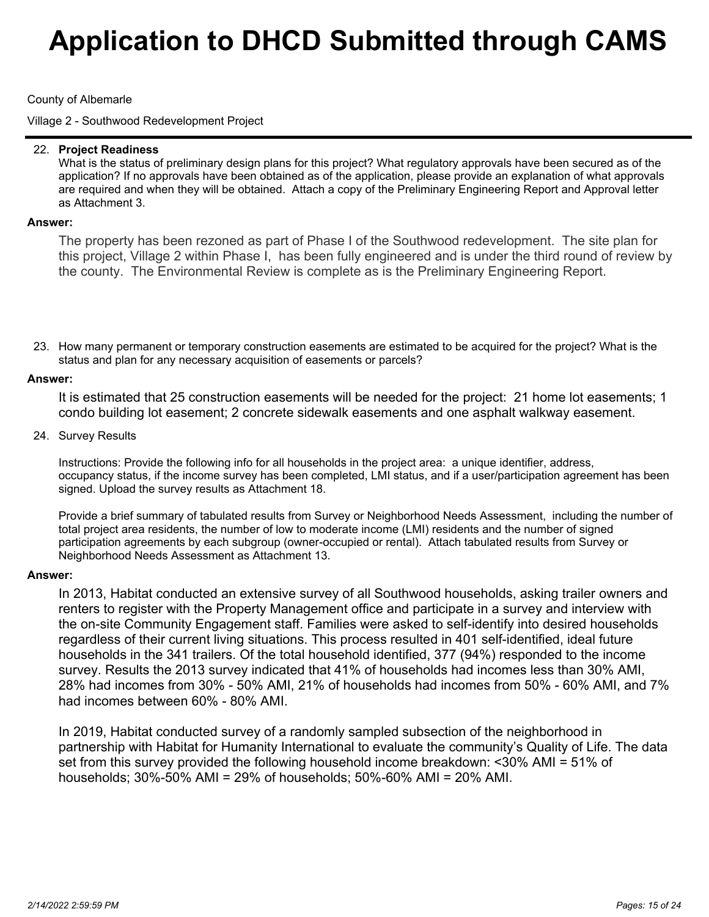# Application to DHCD Submitted through CAMS

County of Albemarle

Village 2 - Southwood Redevelopment Project

22. **Project Readiness**
    What is the status of preliminary design plans for this project? What regulatory approvals have been secured as of the application? If no approvals have been obtained as of the application, please provide an explanation of what approvals are required and when they will be obtained. Attach a copy of the Preliminary Engineering Report and Approval letter as Attachment 3.

**Answer:**

The property has been rezoned as part of Phase I of the Southwood redevelopment. The site plan for this project, Village 2 within Phase I, has been fully engineered and is under the third round of review by the county. The Environmental Review is complete as is the Preliminary Engineering Report.

23. How many permanent or temporary construction easements are estimated to be acquired for the project? What is the status and plan for any necessary acquisition of easements or parcels?

**Answer:**

It is estimated that 25 construction easements will be needed for the project: 21 home lot easements; 1 condo building lot easement; 2 concrete sidewalk easements and one asphalt walkway easement.

24. Survey Results

    Instructions: Provide the following info for all households in the project area: a unique identifier, address, occupancy status, if the income survey has been completed, LMI status, and if a user/participation agreement has been signed. Upload the survey results as Attachment 18.

    Provide a brief summary of tabulated results from Survey or Neighborhood Needs Assessment, including the number of total project area residents, the number of low to moderate income (LMI) residents and the number of signed participation agreements by each subgroup (owner-occupied or rental). Attach tabulated results from Survey or Neighborhood Needs Assessment as Attachment 13.

**Answer:**

In 2013, Habitat conducted an extensive survey of all Southwood households, asking trailer owners and renters to register with the Property Management office and participate in a survey and interview with the on-site Community Engagement staff. Families were asked to self-identify into desired households regardless of their current living situations. This process resulted in 401 self-identified, ideal future households in the 341 trailers. Of the total household identified, 377 (94%) responded to the income survey. Results the 2013 survey indicated that 41% of households had incomes less than 30% AMI, 28% had incomes from 30% - 50% AMI, 21% of households had incomes from 50% - 60% AMI, and 7% had incomes between 60% - 80% AMI.

In 2019, Habitat conducted survey of a randomly sampled subsection of the neighborhood in partnership with Habitat for Humanity International to evaluate the community's Quality of Life. The data set from this survey provided the following household income breakdown: <30% AMI = 51% of households; 30%-50% AMI = 29% of households; 50%-60% AMI = 20% AMI.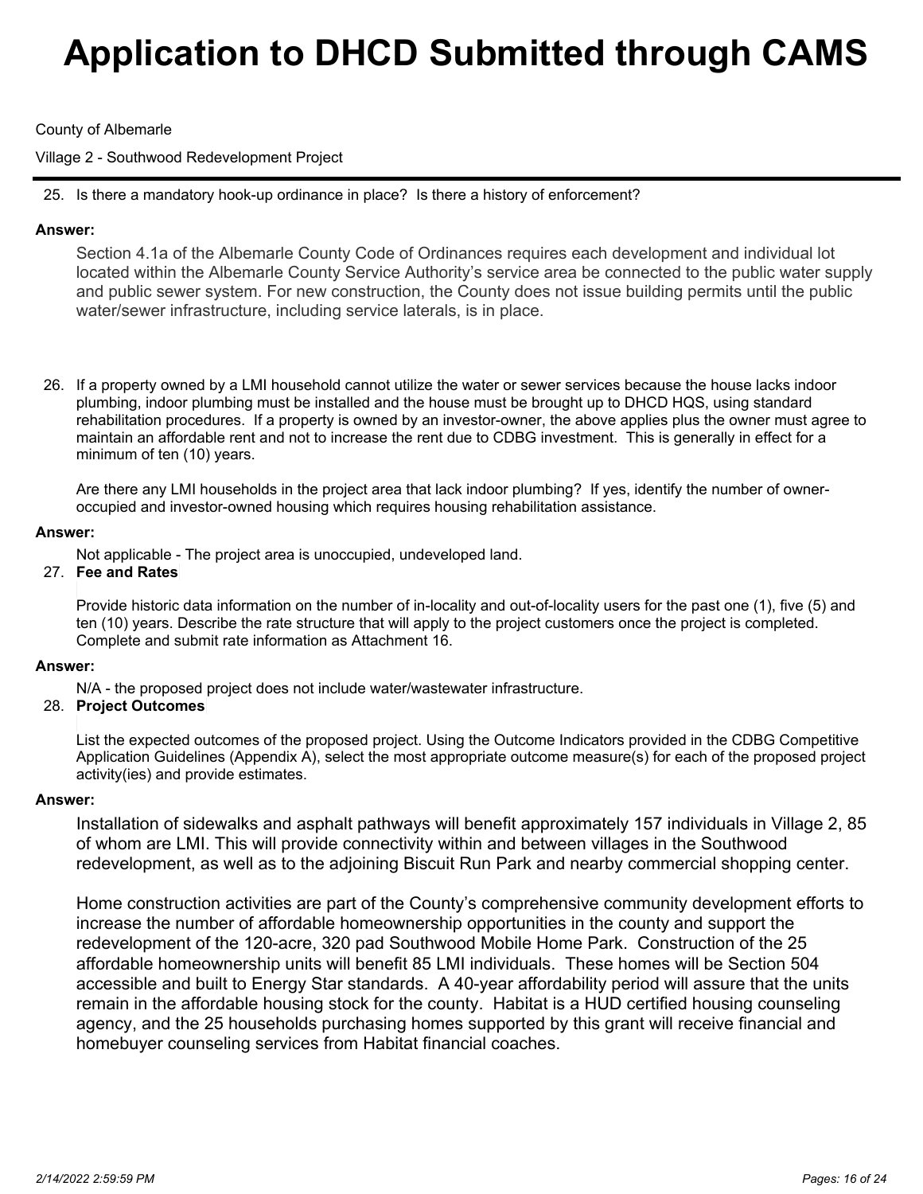County of Albemarle

Village 2 - Southwood Redevelopment Project

25. Is there a mandatory hook-up ordinance in place? Is there a history of enforcement?

**Answer:**

Section 4.1a of the Albemarle County Code of Ordinances requires each development and individual lot located within the Albemarle County Service Authority's service area be connected to the public water supply and public sewer system. For new construction, the County does not issue building permits until the public water/sewer infrastructure, including service laterals, is in place.

26. If a property owned by a LMI household cannot utilize the water or sewer services because the house lacks indoor plumbing, indoor plumbing must be installed and the house must be brought up to DHCD HQS, using standard rehabilitation procedures. If a property is owned by an investor-owner, the above applies plus the owner must agree to maintain an affordable rent and not to increase the rent due to CDBG investment. This is generally in effect for a minimum of ten (10) years.

    Are there any LMI households in the project area that lack indoor plumbing? If yes, identify the number of owner-occupied and investor-owned housing which requires housing rehabilitation assistance.

**Answer:**

Not applicable - The project area is unoccupied, undeveloped land.

27. **Fee and Rates**

    Provide historic data information on the number of in-locality and out-of-locality users for the past one (1), five (5) and ten (10) years. Describe the rate structure that will apply to the project customers once the project is completed. Complete and submit rate information as Attachment 16.

**Answer:**

N/A - the proposed project does not include water/wastewater infrastructure.

28. **Project Outcomes**

    List the expected outcomes of the proposed project. Using the Outcome Indicators provided in the CDBG Competitive Application Guidelines (Appendix A), select the most appropriate outcome measure(s) for each of the proposed project activity(ies) and provide estimates.

**Answer:**

Installation of sidewalks and asphalt pathways will benefit approximately 157 individuals in Village 2, 85 of whom are LMI. This will provide connectivity within and between villages in the Southwood redevelopment, as well as to the adjoining Biscuit Run Park and nearby commercial shopping center.

Home construction activities are part of the County's comprehensive community development efforts to increase the number of affordable homeownership opportunities in the county and support the redevelopment of the 120-acre, 320 pad Southwood Mobile Home Park. Construction of the 25 affordable homeownership units will benefit 85 LMI individuals. These homes will be Section 504 accessible and built to Energy Star standards. A 40-year affordability period will assure that the units remain in the affordable housing stock for the county. Habitat is a HUD certified housing counseling agency, and the 25 households purchasing homes supported by this grant will receive financial and homebuyer counseling services from Habitat financial coaches.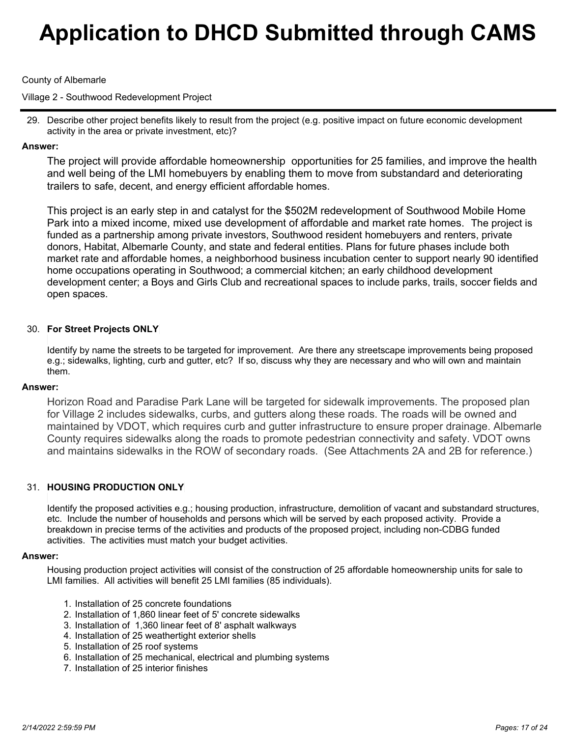# Application to DHCD Submitted through CAMS

County of Albemarle

Village 2 - Southwood Redevelopment Project

29. Describe other project benefits likely to result from the project (e.g. positive impact on future economic development activity in the area or private investment, etc)?

**Answer:**

The project will provide affordable homeownership opportunities for 25 families, and improve the health and well being of the LMI homebuyers by enabling them to move from substandard and deteriorating trailers to safe, decent, and energy efficient affordable homes.

This project is an early step in and catalyst for the $502M redevelopment of Southwood Mobile Home Park into a mixed income, mixed use development of affordable and market rate homes. The project is funded as a partnership among private investors, Southwood resident homebuyers and renters, private donors, Habitat, Albemarle County, and state and federal entities. Plans for future phases include both market rate and affordable homes, a neighborhood business incubation center to support nearly 90 identified home occupations operating in Southwood; a commercial kitchen; an early childhood development development center; a Boys and Girls Club and recreational spaces to include parks, trails, soccer fields and open spaces.

30. **For Street Projects ONLY**

Identify by name the streets to be targeted for improvement. Are there any streetscape improvements being proposed e.g.; sidewalks, lighting, curb and gutter, etc? If so, discuss why they are necessary and who will own and maintain them.

**Answer:**

Horizon Road and Paradise Park Lane will be targeted for sidewalk improvements. The proposed plan for Village 2 includes sidewalks, curbs, and gutters along these roads. The roads will be owned and maintained by VDOT, which requires curb and gutter infrastructure to ensure proper drainage. Albemarle County requires sidewalks along the roads to promote pedestrian connectivity and safety. VDOT owns and maintains sidewalks in the ROW of secondary roads. (See Attachments 2A and 2B for reference.)

31. **HOUSING PRODUCTION ONLY**

Identify the proposed activities e.g.; housing production, infrastructure, demolition of vacant and substandard structures, etc. Include the number of households and persons which will be served by each proposed activity. Provide a breakdown in precise terms of the activities and products of the proposed project, including non-CDBG funded activities. The activities must match your budget activities.

**Answer:**

Housing production project activities will consist of the construction of 25 affordable homeownership units for sale to LMI families. All activities will benefit 25 LMI families (85 individuals).

1. Installation of 25 concrete foundations
2. Installation of 1,860 linear feet of 5' concrete sidewalks
3. Installation of 1,360 linear feet of 8' asphalt walkways
4. Installation of 25 weathertight exterior shells
5. Installation of 25 roof systems
6. Installation of 25 mechanical, electrical and plumbing systems
7. Installation of 25 interior finishes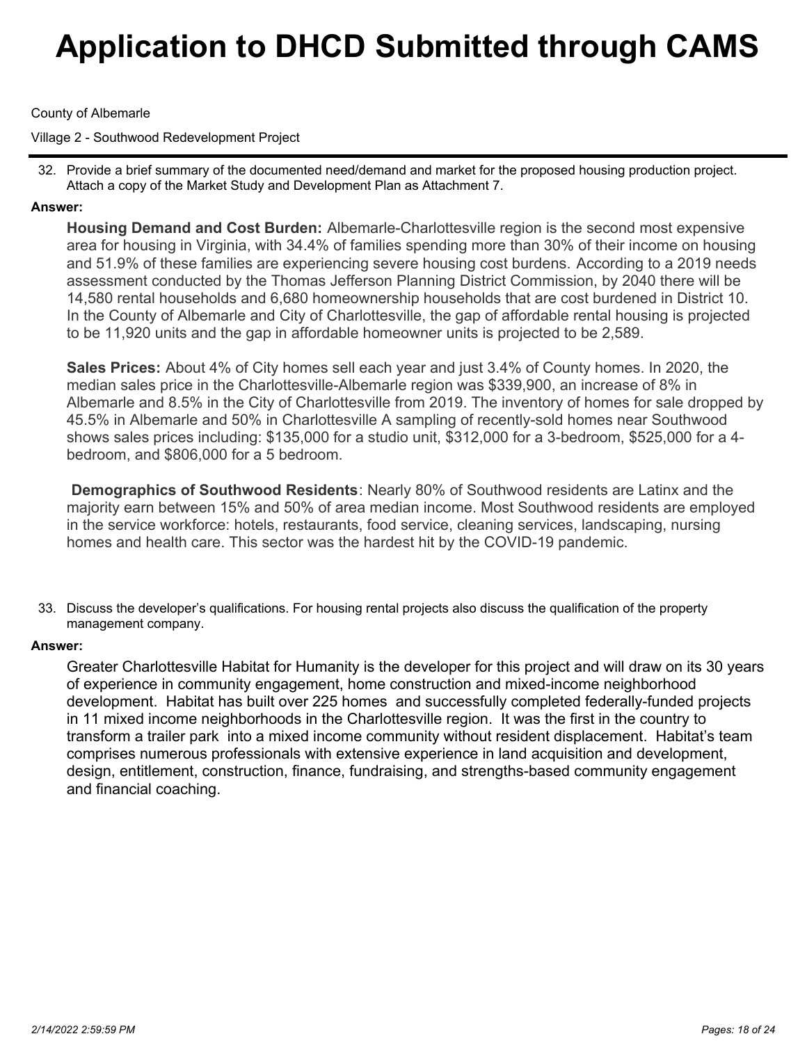# Application to DHCD Submitted through CAMS

County of Albemarle

Village 2 - Southwood Redevelopment Project

32. Provide a brief summary of the documented need/demand and market for the proposed housing production project. Attach a copy of the Market Study and Development Plan as Attachment 7.

**Answer:**

**Housing Demand and Cost Burden:** Albemarle-Charlottesville region is the second most expensive area for housing in Virginia, with 34.4% of families spending more than 30% of their income on housing and 51.9% of these families are experiencing severe housing cost burdens. According to a 2019 needs assessment conducted by the Thomas Jefferson Planning District Commission, by 2040 there will be 14,580 rental households and 6,680 homeownership households that are cost burdened in District 10. In the County of Albemarle and City of Charlottesville, the gap of affordable rental housing is projected to be 11,920 units and the gap in affordable homeowner units is projected to be 2,589.

**Sales Prices:** About 4% of City homes sell each year and just 3.4% of County homes. In 2020, the median sales price in the Charlottesville-Albemarle region was $339,900, an increase of 8% in Albemarle and 8.5% in the City of Charlottesville from 2019. The inventory of homes for sale dropped by 45.5% in Albemarle and 50% in Charlottesville A sampling of recently-sold homes near Southwood shows sales prices including: $135,000 for a studio unit, $312,000 for a 3-bedroom, $525,000 for a 4-bedroom, and $806,000 for a 5 bedroom.

**Demographics of Southwood Residents**: Nearly 80% of Southwood residents are Latinx and the majority earn between 15% and 50% of area median income. Most Southwood residents are employed in the service workforce: hotels, restaurants, food service, cleaning services, landscaping, nursing homes and health care. This sector was the hardest hit by the COVID-19 pandemic.

33. Discuss the developer's qualifications. For housing rental projects also discuss the qualification of the property management company.

**Answer:**

Greater Charlottesville Habitat for Humanity is the developer for this project and will draw on its 30 years of experience in community engagement, home construction and mixed-income neighborhood development. Habitat has built over 225 homes and successfully completed federally-funded projects in 11 mixed income neighborhoods in the Charlottesville region. It was the first in the country to transform a trailer park into a mixed income community without resident displacement. Habitat's team comprises numerous professionals with extensive experience in land acquisition and development, design, entitlement, construction, finance, fundraising, and strengths-based community engagement and financial coaching.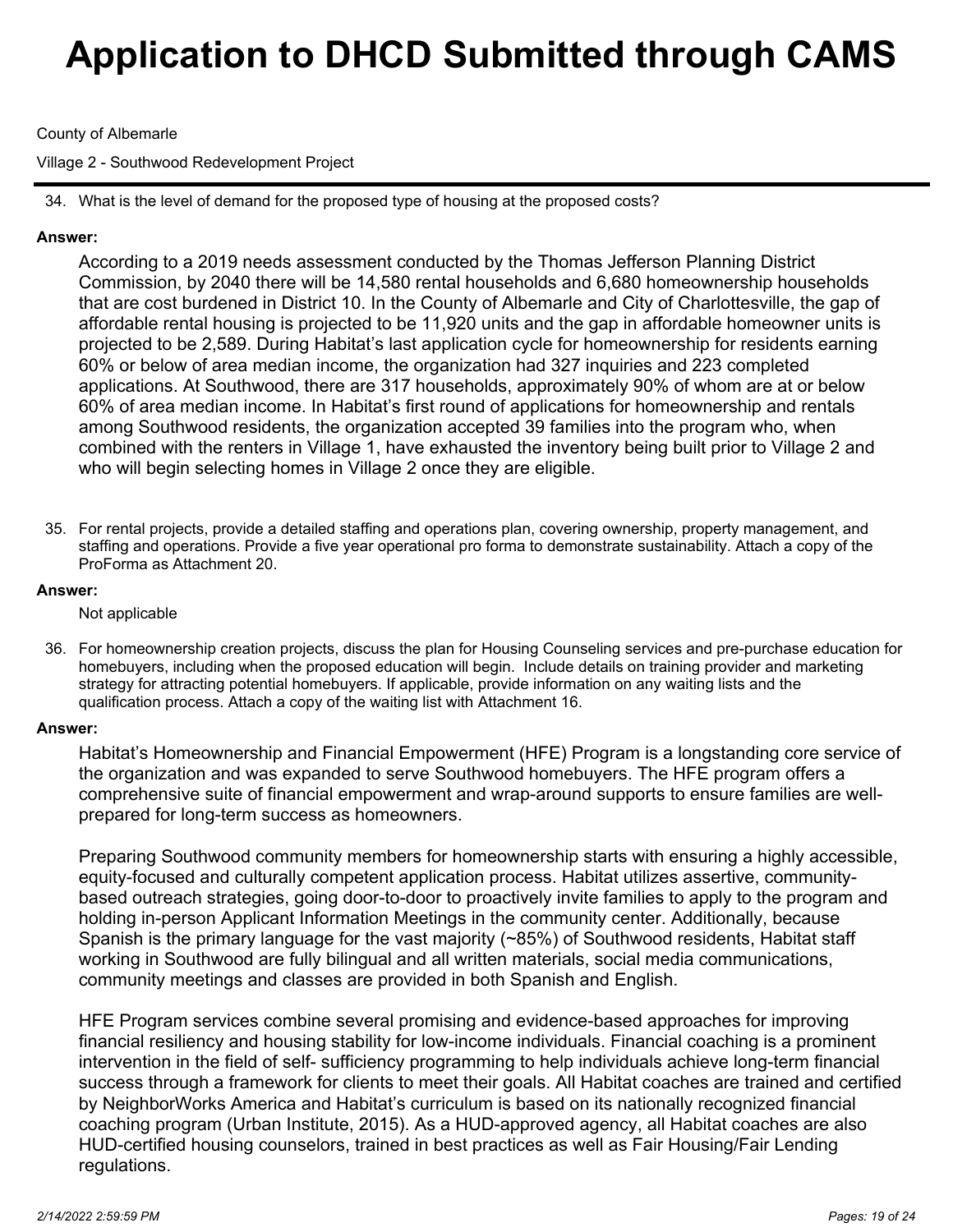34. What is the level of demand for the proposed type of housing at the proposed costs?

**Answer:**

According to a 2019 needs assessment conducted by the Thomas Jefferson Planning District Commission, by 2040 there will be 14,580 rental households and 6,680 homeownership households that are cost burdened in District 10. In the County of Albemarle and City of Charlottesville, the gap of affordable rental housing is projected to be 11,920 units and the gap in affordable homeowner units is projected to be 2,589. During Habitat's last application cycle for homeownership for residents earning 60% or below of area median income, the organization had 327 inquiries and 223 completed applications. At Southwood, there are 317 households, approximately 90% of whom are at or below 60% of area median income. In Habitat's first round of applications for homeownership and rentals among Southwood residents, the organization accepted 39 families into the program who, when combined with the renters in Village 1, have exhausted the inventory being built prior to Village 2 and who will begin selecting homes in Village 2 once they are eligible.

35. For rental projects, provide a detailed staffing and operations plan, covering ownership, property management, and staffing and operations. Provide a five year operational pro forma to demonstrate sustainability. Attach a copy of the ProForma as Attachment 20.

**Answer:**

Not applicable

36. For homeownership creation projects, discuss the plan for Housing Counseling services and pre-purchase education for homebuyers, including when the proposed education will begin. Include details on training provider and marketing strategy for attracting potential homebuyers. If applicable, provide information on any waiting lists and the qualification process. Attach a copy of the waiting list with Attachment 16.

**Answer:**

Habitat's Homeownership and Financial Empowerment (HFE) Program is a longstanding core service of the organization and was expanded to serve Southwood homebuyers. The HFE program offers a comprehensive suite of financial empowerment and wrap-around supports to ensure families are well-prepared for long-term success as homeowners.

Preparing Southwood community members for homeownership starts with ensuring a highly accessible, equity-focused and culturally competent application process. Habitat utilizes assertive, community-based outreach strategies, going door-to-door to proactively invite families to apply to the program and holding in-person Applicant Information Meetings in the community center. Additionally, because Spanish is the primary language for the vast majority (~85%) of Southwood residents, Habitat staff working in Southwood are fully bilingual and all written materials, social media communications, community meetings and classes are provided in both Spanish and English.

HFE Program services combine several promising and evidence-based approaches for improving financial resiliency and housing stability for low-income individuals. Financial coaching is a prominent intervention in the field of self- sufficiency programming to help individuals achieve long-term financial success through a framework for clients to meet their goals. All Habitat coaches are trained and certified by NeighborWorks America and Habitat's curriculum is based on its nationally recognized financial coaching program (Urban Institute, 2015). As a HUD-approved agency, all Habitat coaches are also HUD-certified housing counselors, trained in best practices as well as Fair Housing/Fair Lending regulations.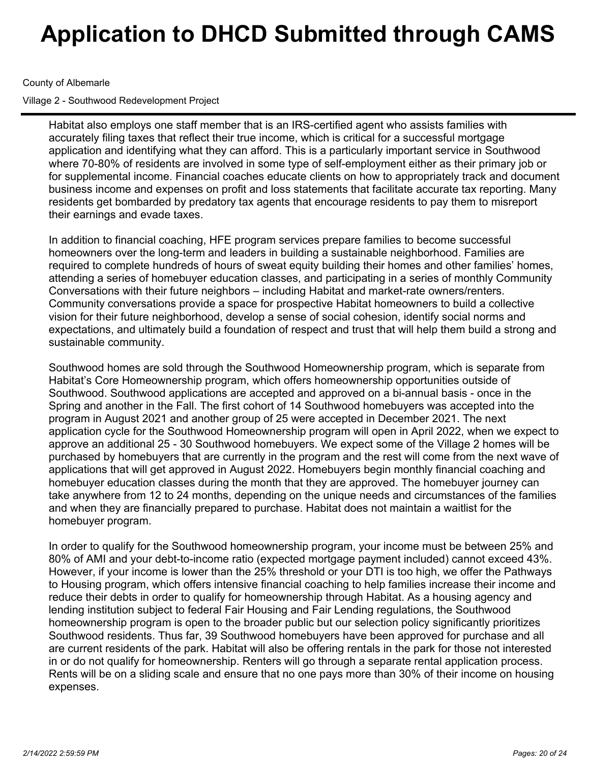Habitat also employs one staff member that is an IRS-certified agent who assists families with accurately filing taxes that reflect their true income, which is critical for a successful mortgage application and identifying what they can afford. This is a particularly important service in Southwood where 70-80% of residents are involved in some type of self-employment either as their primary job or for supplemental income. Financial coaches educate clients on how to appropriately track and document business income and expenses on profit and loss statements that facilitate accurate tax reporting. Many residents get bombarded by predatory tax agents that encourage residents to pay them to misreport their earnings and evade taxes.

In addition to financial coaching, HFE program services prepare families to become successful homeowners over the long-term and leaders in building a sustainable neighborhood. Families are required to complete hundreds of hours of sweat equity building their homes and other families' homes, attending a series of homebuyer education classes, and participating in a series of monthly Community Conversations with their future neighbors – including Habitat and market-rate owners/renters. Community conversations provide a space for prospective Habitat homeowners to build a collective vision for their future neighborhood, develop a sense of social cohesion, identify social norms and expectations, and ultimately build a foundation of respect and trust that will help them build a strong and sustainable community.

Southwood homes are sold through the Southwood Homeownership program, which is separate from Habitat's Core Homeownership program, which offers homeownership opportunities outside of Southwood. Southwood applications are accepted and approved on a bi-annual basis - once in the Spring and another in the Fall. The first cohort of 14 Southwood homebuyers was accepted into the program in August 2021 and another group of 25 were accepted in December 2021. The next application cycle for the Southwood Homeownership program will open in April 2022, when we expect to approve an additional 25 - 30 Southwood homebuyers. We expect some of the Village 2 homes will be purchased by homebuyers that are currently in the program and the rest will come from the next wave of applications that will get approved in August 2022. Homebuyers begin monthly financial coaching and homebuyer education classes during the month that they are approved. The homebuyer journey can take anywhere from 12 to 24 months, depending on the unique needs and circumstances of the families and when they are financially prepared to purchase. Habitat does not maintain a waitlist for the homebuyer program.

In order to qualify for the Southwood homeownership program, your income must be between 25% and 80% of AMI and your debt-to-income ratio (expected mortgage payment included) cannot exceed 43%. However, if your income is lower than the 25% threshold or your DTI is too high, we offer the Pathways to Housing program, which offers intensive financial coaching to help families increase their income and reduce their debts in order to qualify for homeownership through Habitat. As a housing agency and lending institution subject to federal Fair Housing and Fair Lending regulations, the Southwood homeownership program is open to the broader public but our selection policy significantly prioritizes Southwood residents. Thus far, 39 Southwood homebuyers have been approved for purchase and all are current residents of the park. Habitat will also be offering rentals in the park for those not interested in or do not qualify for homeownership. Renters will go through a separate rental application process. Rents will be on a sliding scale and ensure that no one pays more than 30% of their income on housing expenses.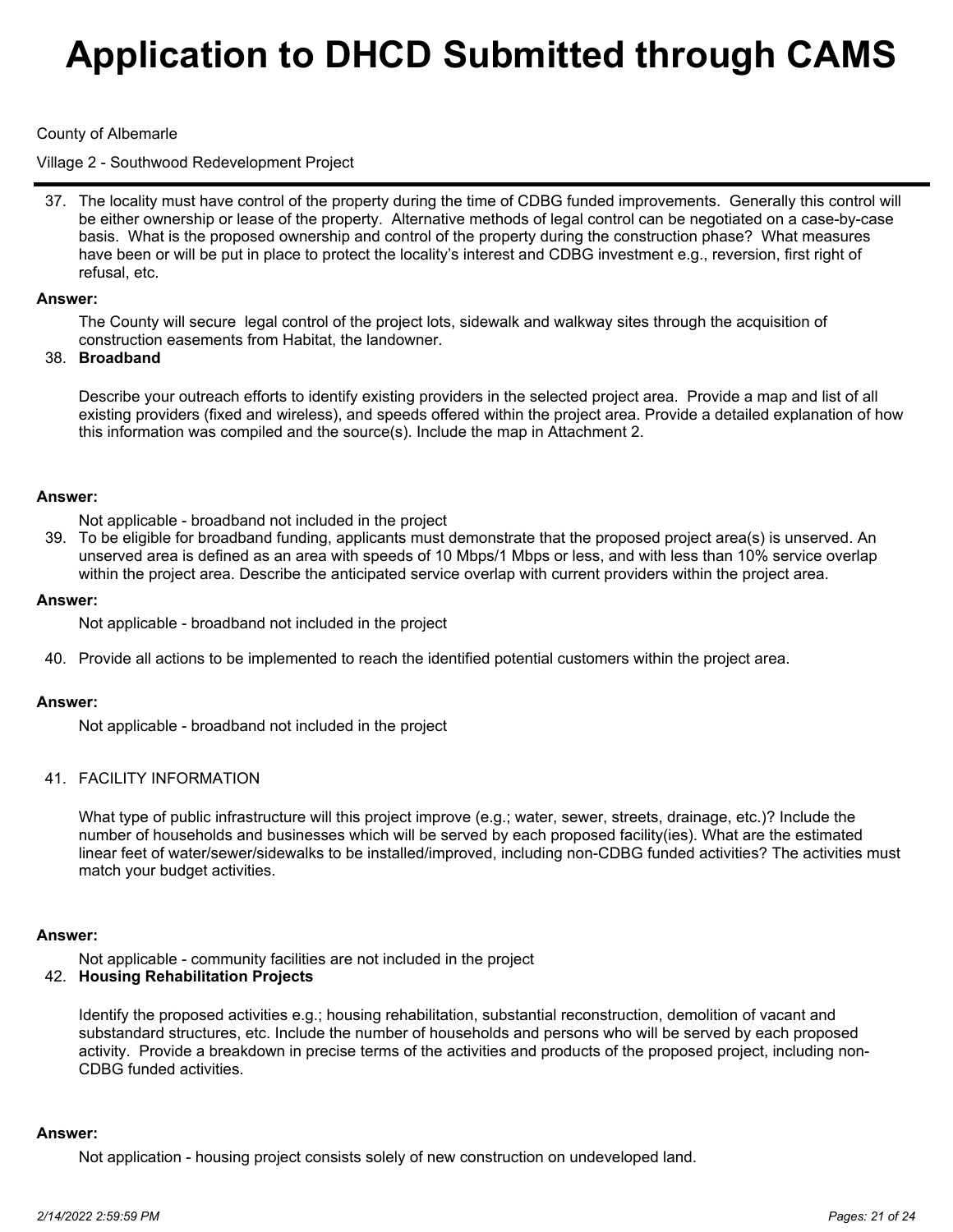37. The locality must have control of the property during the time of CDBG funded improvements. Generally this control will be either ownership or lease of the property. Alternative methods of legal control can be negotiated on a case-by-case basis. What is the proposed ownership and control of the property during the construction phase? What measures have been or will be put in place to protect the locality's interest and CDBG investment e.g., reversion, first right of refusal, etc.

**Answer:**

The County will secure legal control of the project lots, sidewalk and walkway sites through the acquisition of construction easements from Habitat, the landowner.

38. **Broadband**

Describe your outreach efforts to identify existing providers in the selected project area. Provide a map and list of all existing providers (fixed and wireless), and speeds offered within the project area. Provide a detailed explanation of how this information was compiled and the source(s). Include the map in Attachment 2.

**Answer:**

Not applicable - broadband not included in the project

39. To be eligible for broadband funding, applicants must demonstrate that the proposed project area(s) is unserved. An unserved area is defined as an area with speeds of 10 Mbps/1 Mbps or less, and with less than 10% service overlap within the project area. Describe the anticipated service overlap with current providers within the project area.

**Answer:**

Not applicable - broadband not included in the project

40. Provide all actions to be implemented to reach the identified potential customers within the project area.

**Answer:**

Not applicable - broadband not included in the project

41. FACILITY INFORMATION

What type of public infrastructure will this project improve (e.g.; water, sewer, streets, drainage, etc.)? Include the number of households and businesses which will be served by each proposed facility(ies). What are the estimated linear feet of water/sewer/sidewalks to be installed/improved, including non-CDBG funded activities? The activities must match your budget activities.

**Answer:**

Not applicable - community facilities are not included in the project

42. **Housing Rehabilitation Projects**

Identify the proposed activities e.g.; housing rehabilitation, substantial reconstruction, demolition of vacant and substandard structures, etc. Include the number of households and persons who will be served by each proposed activity. Provide a breakdown in precise terms of the activities and products of the proposed project, including non-CDBG funded activities.

**Answer:**

Not application - housing project consists solely of new construction on undeveloped land.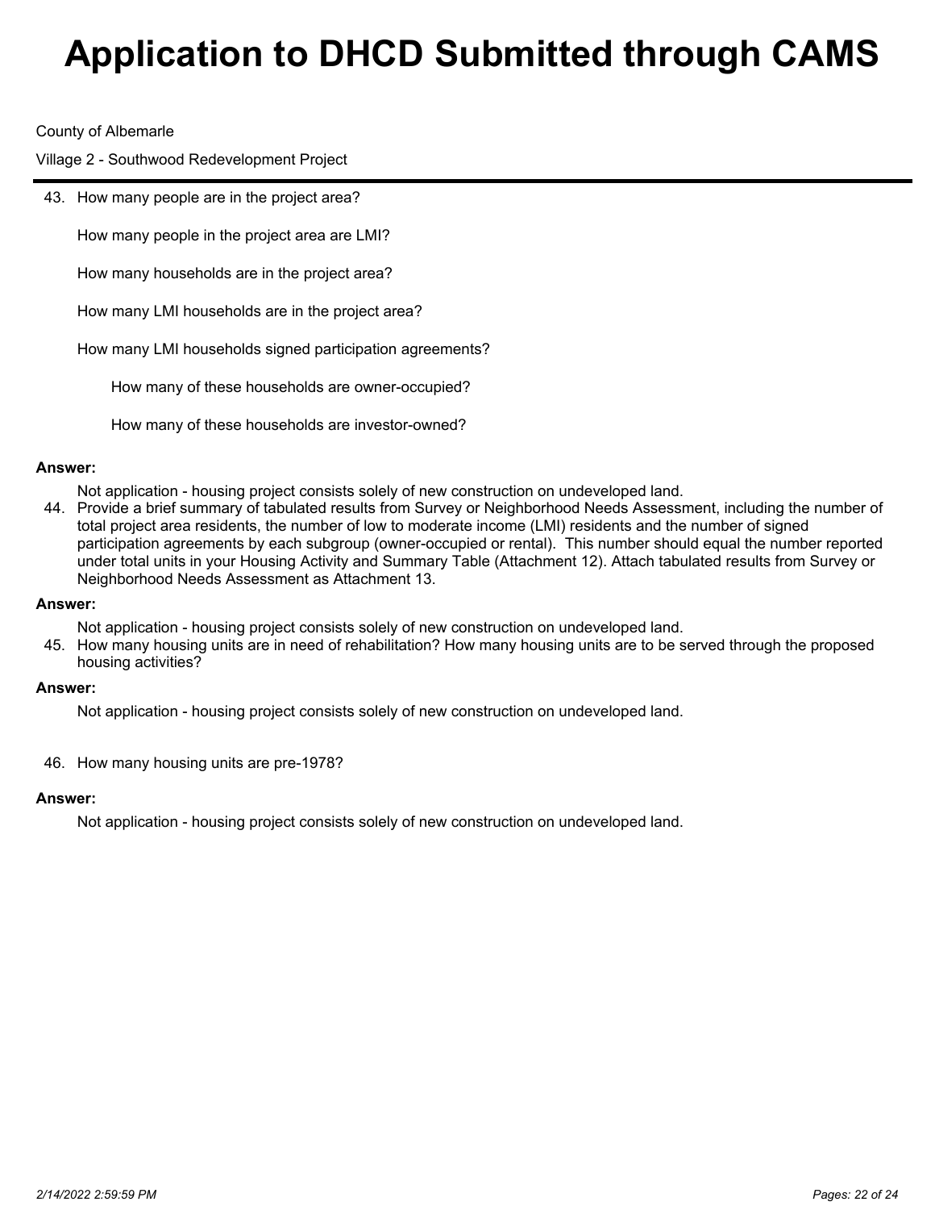# Application to DHCD Submitted through CAMS

County of Albemarle

Village 2 - Southwood Redevelopment Project

---

43. How many people are in the project area?

    How many people in the project area are LMI?

    How many households are in the project area?

    How many LMI households are in the project area?

    How many LMI households signed participation agreements?

    How many of these households are owner-occupied?

    How many of these households are investor-owned?

**Answer:**

Not application - housing project consists solely of new construction on undeveloped land.

44. Provide a brief summary of tabulated results from Survey or Neighborhood Needs Assessment, including the number of total project area residents, the number of low to moderate income (LMI) residents and the number of signed participation agreements by each subgroup (owner-occupied or rental). This number should equal the number reported under total units in your Housing Activity and Summary Table (Attachment 12). Attach tabulated results from Survey or Neighborhood Needs Assessment as Attachment 13.

**Answer:**

Not application - housing project consists solely of new construction on undeveloped land.

45. How many housing units are in need of rehabilitation? How many housing units are to be served through the proposed housing activities?

**Answer:**

Not application - housing project consists solely of new construction on undeveloped land.

46. How many housing units are pre-1978?

**Answer:**

Not application - housing project consists solely of new construction on undeveloped land.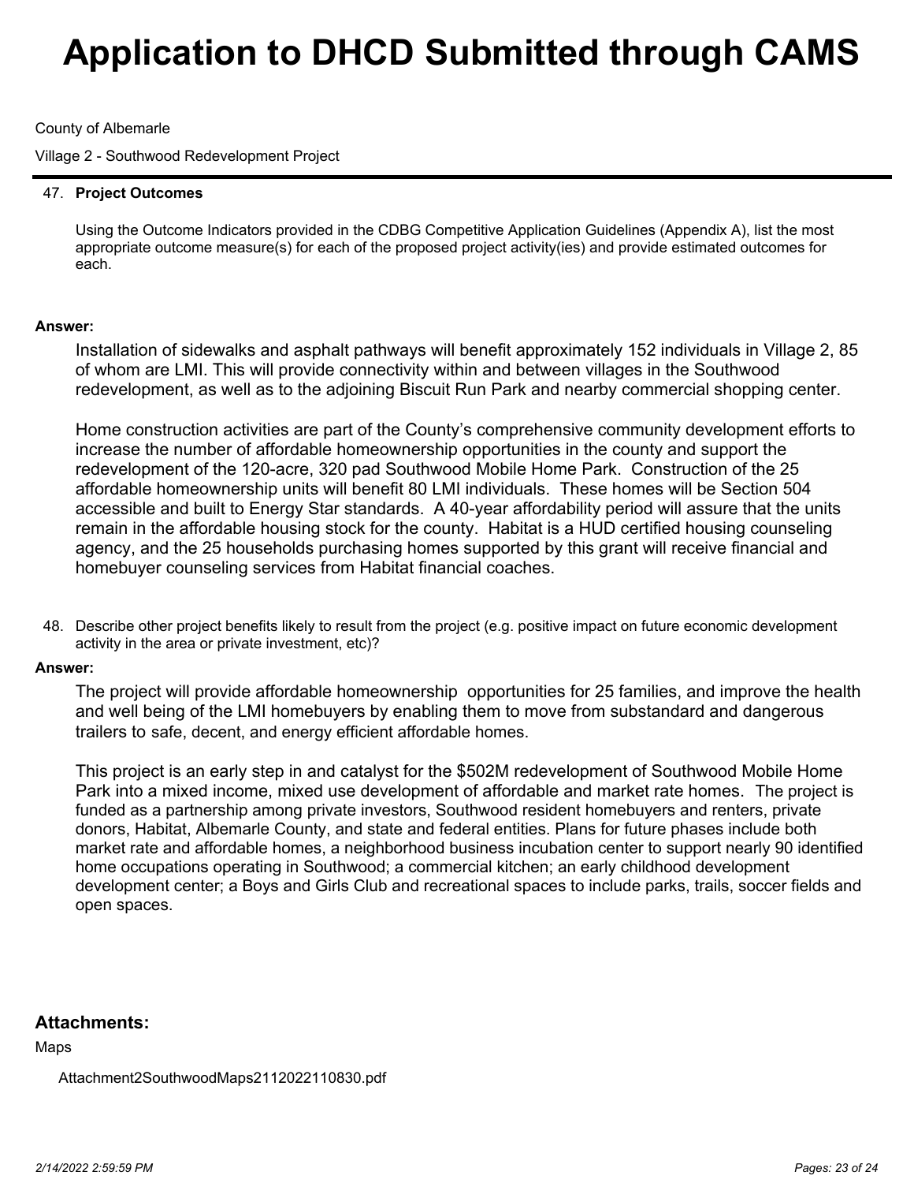# Application to DHCD Submitted through CAMS

County of Albemarle

Village 2 - Southwood Redevelopment Project

47. **Project Outcomes**

Using the Outcome Indicators provided in the CDBG Competitive Application Guidelines (Appendix A), list the most appropriate outcome measure(s) for each of the proposed project activity(ies) and provide estimated outcomes for each.

**Answer:**

Installation of sidewalks and asphalt pathways will benefit approximately 152 individuals in Village 2, 85 of whom are LMI. This will provide connectivity within and between villages in the Southwood redevelopment, as well as to the adjoining Biscuit Run Park and nearby commercial shopping center.

Home construction activities are part of the County's comprehensive community development efforts to increase the number of affordable homeownership opportunities in the county and support the redevelopment of the 120-acre, 320 pad Southwood Mobile Home Park. Construction of the 25 affordable homeownership units will benefit 80 LMI individuals. These homes will be Section 504 accessible and built to Energy Star standards. A 40-year affordability period will assure that the units remain in the affordable housing stock for the county. Habitat is a HUD certified housing counseling agency, and the 25 households purchasing homes supported by this grant will receive financial and homebuyer counseling services from Habitat financial coaches.

48. Describe other project benefits likely to result from the project (e.g. positive impact on future economic development activity in the area or private investment, etc)?

**Answer:**

The project will provide affordable homeownership opportunities for 25 families, and improve the health and well being of the LMI homebuyers by enabling them to move from substandard and dangerous trailers to safe, decent, and energy efficient affordable homes.

This project is an early step in and catalyst for the $502M redevelopment of Southwood Mobile Home Park into a mixed income, mixed use development of affordable and market rate homes. The project is funded as a partnership among private investors, Southwood resident homebuyers and renters, private donors, Habitat, Albemarle County, and state and federal entities. Plans for future phases include both market rate and affordable homes, a neighborhood business incubation center to support nearly 90 identified home occupations operating in Southwood; a commercial kitchen; an early childhood development development center; a Boys and Girls Club and recreational spaces to include parks, trails, soccer fields and open spaces.

## Attachments:

Maps

Attachment2SouthwoodMaps2112022110830.pdf

2/14/2022 2:59:59 PM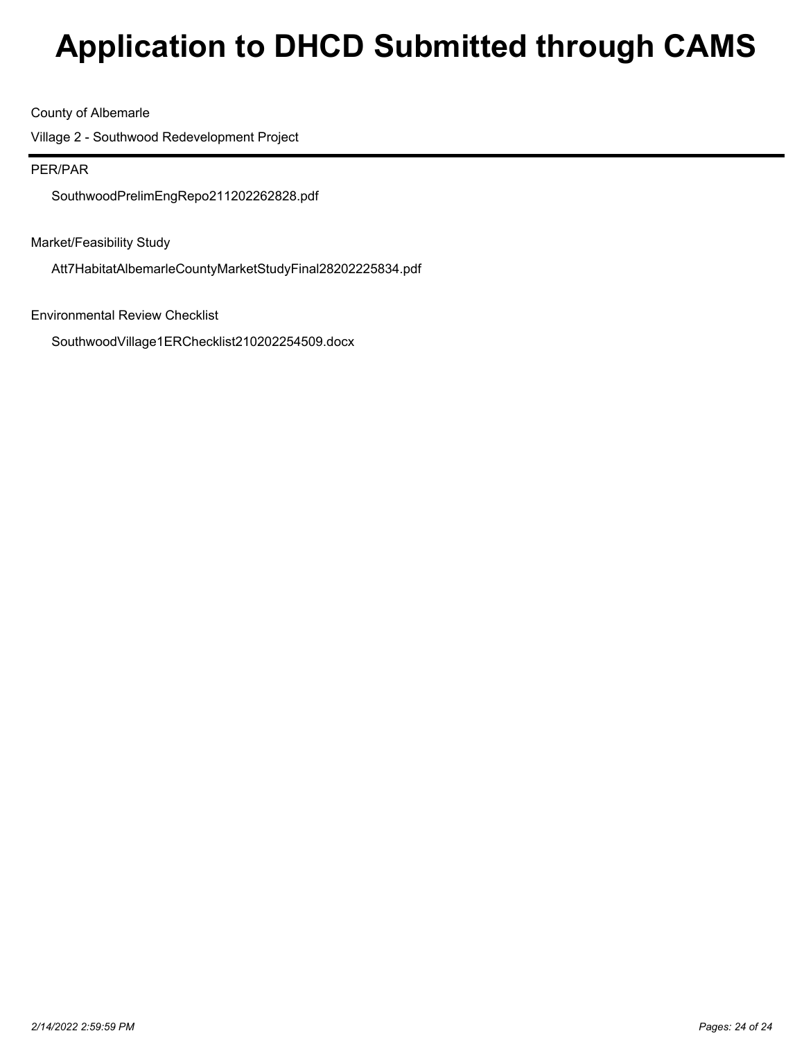# Application to DHCD Submitted through CAMS

County of Albemarle

Village 2 - Southwood Redevelopment Project

---

PER/PAR

SouthwoodPrelimEngRepo211202262828.pdf

Market/Feasibility Study

Att7HabitatAlbemarleCountyMarketStudyFinal28202225834.pdf

Environmental Review Checklist

SouthwoodVillage1ERChecklist210202254509.docx